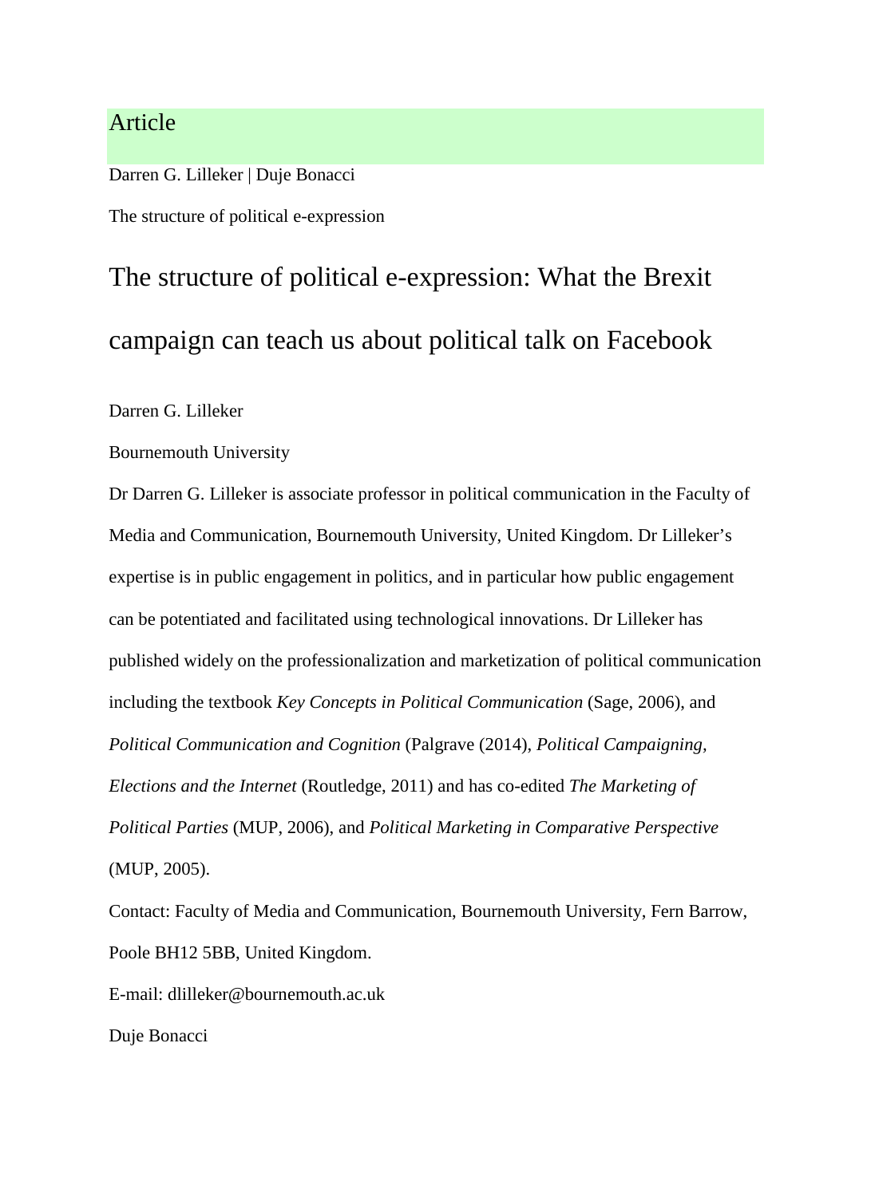Article

Darren G. Lilleker | Duje Bonacci

The structure of political e-expression

# The structure of political e-expression: What the Brexit campaign can teach us about political talk on Facebook

Darren G. Lilleker

Bournemouth University

Dr Darren G. Lilleker is associate professor in political communication in the Faculty of Media and Communication, Bournemouth University, United Kingdom. Dr Lilleker's expertise is in public engagement in politics, and in particular how public engagement can be potentiated and facilitated using technological innovations. Dr Lilleker has published widely on the professionalization and marketization of political communication including the textbook *Key Concepts in Political Communication* (Sage, 2006), and *Political Communication and Cognition* (Palgrave (2014), *Political Campaigning, Elections and the Internet* (Routledge, 2011) and has co-edited *The Marketing of Political Parties* (MUP, 2006), and *Political Marketing in Comparative Perspective* (MUP, 2005).

Contact: Faculty of Media and Communication, Bournemouth University, Fern Barrow, Poole BH12 5BB, United Kingdom.

E-mail: dlilleker@bournemouth.ac.uk

Duje Bonacci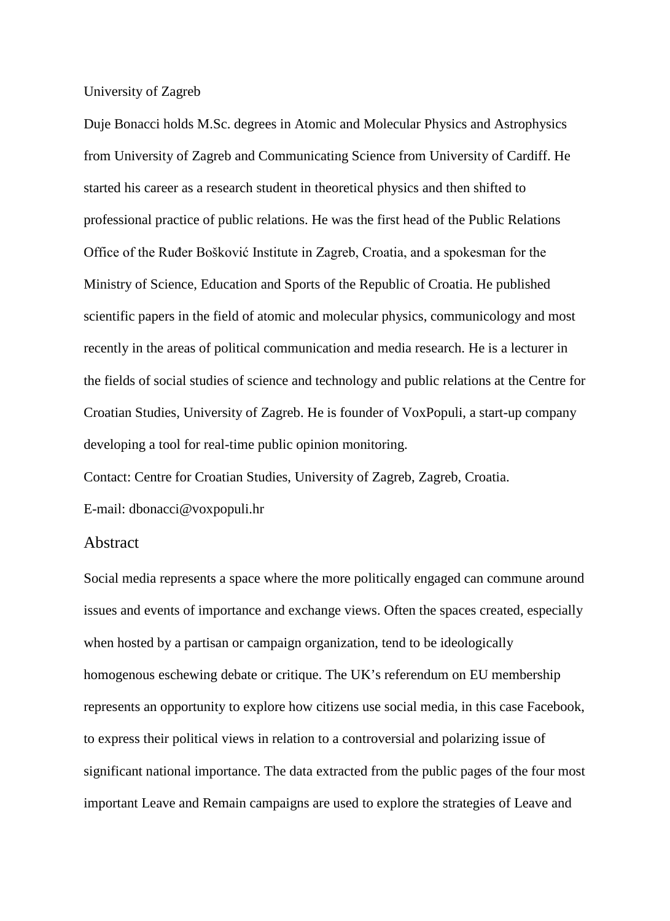University of Zagreb

Duje Bonacci holds M.Sc. degrees in Atomic and Molecular Physics and Astrophysics from University of Zagreb and Communicating Science from University of Cardiff. He started his career as a research student in theoretical physics and then shifted to professional practice of public relations. He was the first head of the Public Relations Office of the Ruđer Bošković Institute in Zagreb, Croatia, and a spokesman for the Ministry of Science, Education and Sports of the Republic of Croatia. He published scientific papers in the field of atomic and molecular physics, communicology and most recently in the areas of political communication and media research. He is a lecturer in the fields of social studies of science and technology and public relations at the Centre for Croatian Studies, University of Zagreb. He is founder of VoxPopuli, a start-up company developing a tool for real-time public opinion monitoring.

Contact: Centre for Croatian Studies, University of Zagreb, Zagreb, Croatia.

E-mail: dbonacci@voxpopuli.hr

## Abstract

Social media represents a space where the more politically engaged can commune around issues and events of importance and exchange views. Often the spaces created, especially when hosted by a partisan or campaign organization, tend to be ideologically homogenous eschewing debate or critique. The UK's referendum on EU membership represents an opportunity to explore how citizens use social media, in this case Facebook, to express their political views in relation to a controversial and polarizing issue of significant national importance. The data extracted from the public pages of the four most important Leave and Remain campaigns are used to explore the strategies of Leave and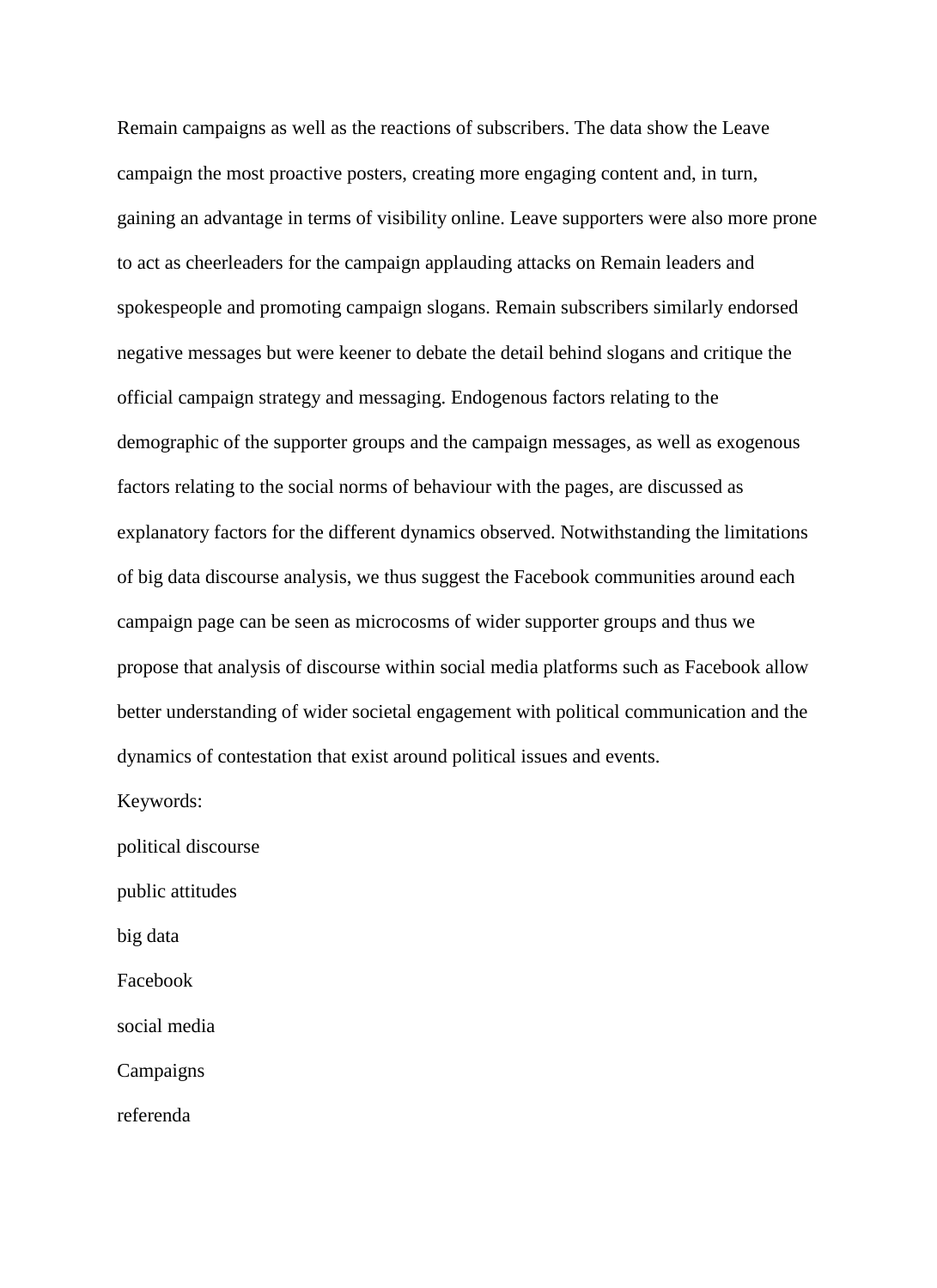Remain campaigns as well as the reactions of subscribers. The data show the Leave campaign the most proactive posters, creating more engaging content and, in turn, gaining an advantage in terms of visibility online. Leave supporters were also more prone to act as cheerleaders for the campaign applauding attacks on Remain leaders and spokespeople and promoting campaign slogans. Remain subscribers similarly endorsed negative messages but were keener to debate the detail behind slogans and critique the official campaign strategy and messaging. Endogenous factors relating to the demographic of the supporter groups and the campaign messages, as well as exogenous factors relating to the social norms of behaviour with the pages, are discussed as explanatory factors for the different dynamics observed. Notwithstanding the limitations of big data discourse analysis, we thus suggest the Facebook communities around each campaign page can be seen as microcosms of wider supporter groups and thus we propose that analysis of discourse within social media platforms such as Facebook allow better understanding of wider societal engagement with political communication and the dynamics of contestation that exist around political issues and events.

Keywords:

political discourse

public attitudes

big data

Facebook

social media

Campaigns

referenda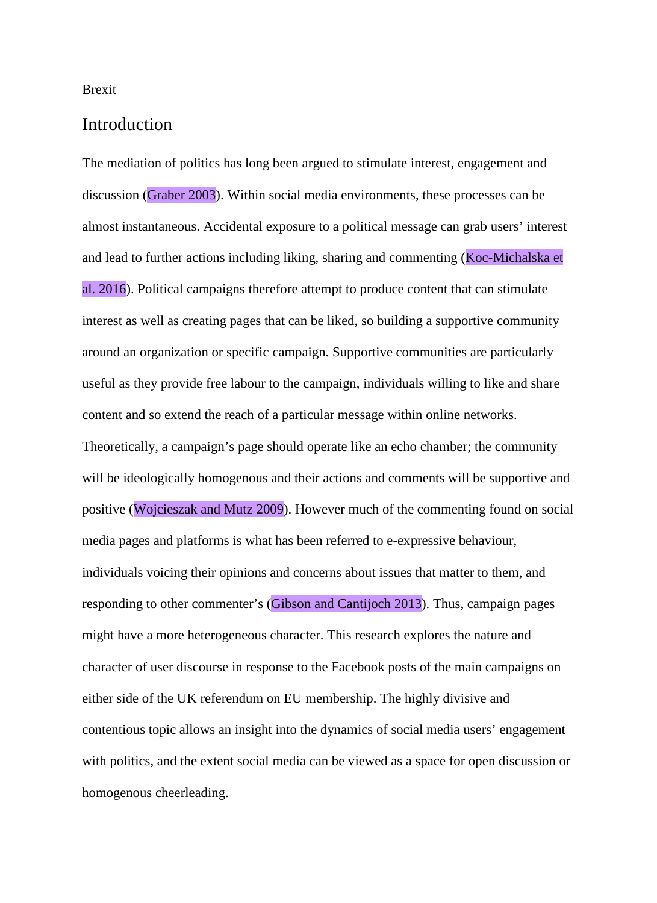Brexit

## Introduction

The mediation of politics has long been argued to stimulate interest, engagement and discussion (Graber 2003). Within social media environments, these processes can be almost instantaneous. Accidental exposure to a political message can grab users' interest and lead to further actions including liking, sharing and commenting (Koc-Michalska et al. 2016). Political campaigns therefore attempt to produce content that can stimulate interest as well as creating pages that can be liked, so building a supportive community around an organization or specific campaign. Supportive communities are particularly useful as they provide free labour to the campaign, individuals willing to like and share content and so extend the reach of a particular message within online networks. Theoretically, a campaign's page should operate like an echo chamber; the community will be ideologically homogenous and their actions and comments will be supportive and positive (Wojcieszak and Mutz 2009). However much of the commenting found on social media pages and platforms is what has been referred to e-expressive behaviour, individuals voicing their opinions and concerns about issues that matter to them, and responding to other commenter's (Gibson and Cantijoch 2013). Thus, campaign pages might have a more heterogeneous character. This research explores the nature and character of user discourse in response to the Facebook posts of the main campaigns on either side of the UK referendum on EU membership. The highly divisive and contentious topic allows an insight into the dynamics of social media users' engagement with politics, and the extent social media can be viewed as a space for open discussion or homogenous cheerleading.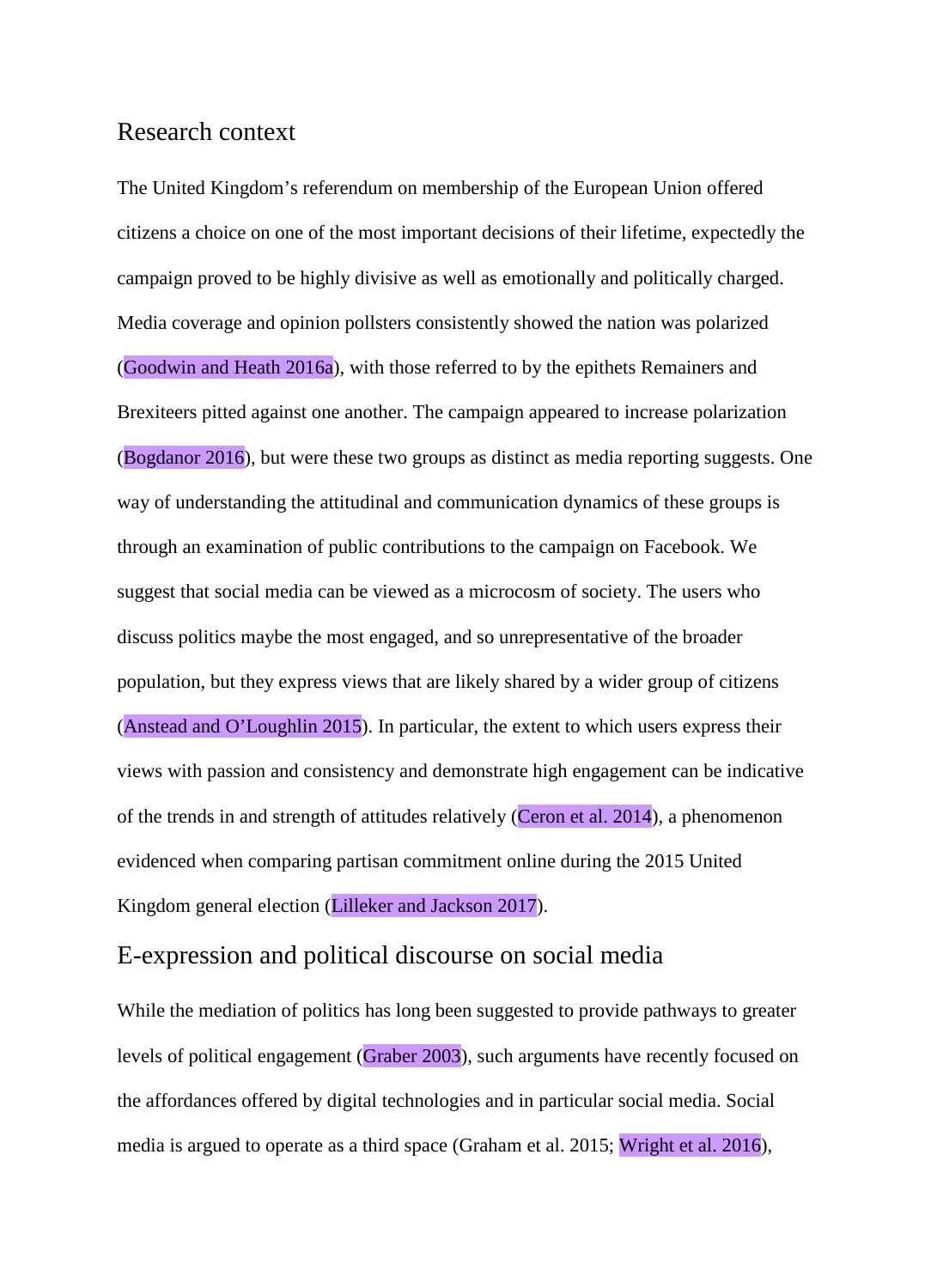## Research context

The United Kingdom's referendum on membership of the European Union offered citizens a choice on one of the most important decisions of their lifetime, expectedly the campaign proved to be highly divisive as well as emotionally and politically charged. Media coverage and opinion pollsters consistently showed the nation was polarized (Goodwin and Heath 2016a), with those referred to by the epithets Remainers and Brexiteers pitted against one another. The campaign appeared to increase polarization (Bogdanor 2016), but were these two groups as distinct as media reporting suggests. One way of understanding the attitudinal and communication dynamics of these groups is through an examination of public contributions to the campaign on Facebook. We suggest that social media can be viewed as a microcosm of society. The users who discuss politics maybe the most engaged, and so unrepresentative of the broader population, but they express views that are likely shared by a wider group of citizens (Anstead and O'Loughlin 2015). In particular, the extent to which users express their views with passion and consistency and demonstrate high engagement can be indicative of the trends in and strength of attitudes relatively (Ceron et al. 2014), a phenomenon evidenced when comparing partisan commitment online during the 2015 United Kingdom general election (Lilleker and Jackson 2017).

## E-expression and political discourse on social media

While the mediation of politics has long been suggested to provide pathways to greater levels of political engagement (Graber 2003), such arguments have recently focused on the affordances offered by digital technologies and in particular social media. Social media is argued to operate as a third space (Graham et al. 2015; Wright et al. 2016),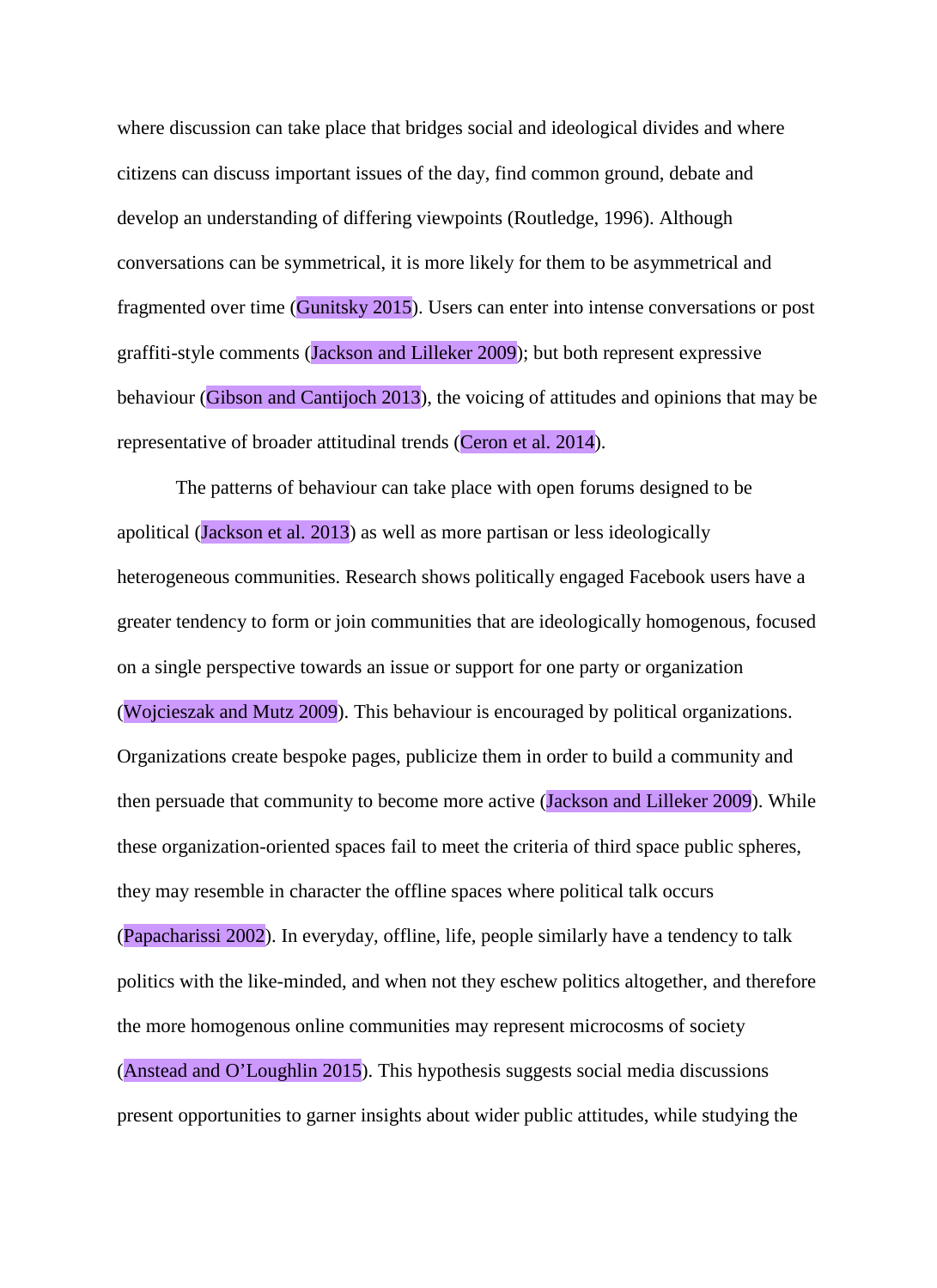where discussion can take place that bridges social and ideological divides and where citizens can discuss important issues of the day, find common ground, debate and develop an understanding of differing viewpoints (Routledge, 1996). Although conversations can be symmetrical, it is more likely for them to be asymmetrical and fragmented over time (Gunitsky 2015). Users can enter into intense conversations or post graffiti-style comments (Jackson and Lilleker 2009); but both represent expressive behaviour (Gibson and Cantijoch 2013), the voicing of attitudes and opinions that may be representative of broader attitudinal trends (Ceron et al. 2014).

The patterns of behaviour can take place with open forums designed to be apolitical (Jackson et al. 2013) as well as more partisan or less ideologically heterogeneous communities. Research shows politically engaged Facebook users have a greater tendency to form or join communities that are ideologically homogenous, focused on a single perspective towards an issue or support for one party or organization (Wojcieszak and Mutz 2009). This behaviour is encouraged by political organizations. Organizations create bespoke pages, publicize them in order to build a community and then persuade that community to become more active (Jackson and Lilleker 2009). While these organization-oriented spaces fail to meet the criteria of third space public spheres, they may resemble in character the offline spaces where political talk occurs (Papacharissi 2002). In everyday, offline, life, people similarly have a tendency to talk politics with the like-minded, and when not they eschew politics altogether, and therefore the more homogenous online communities may represent microcosms of society (Anstead and O'Loughlin 2015). This hypothesis suggests social media discussions present opportunities to garner insights about wider public attitudes, while studying the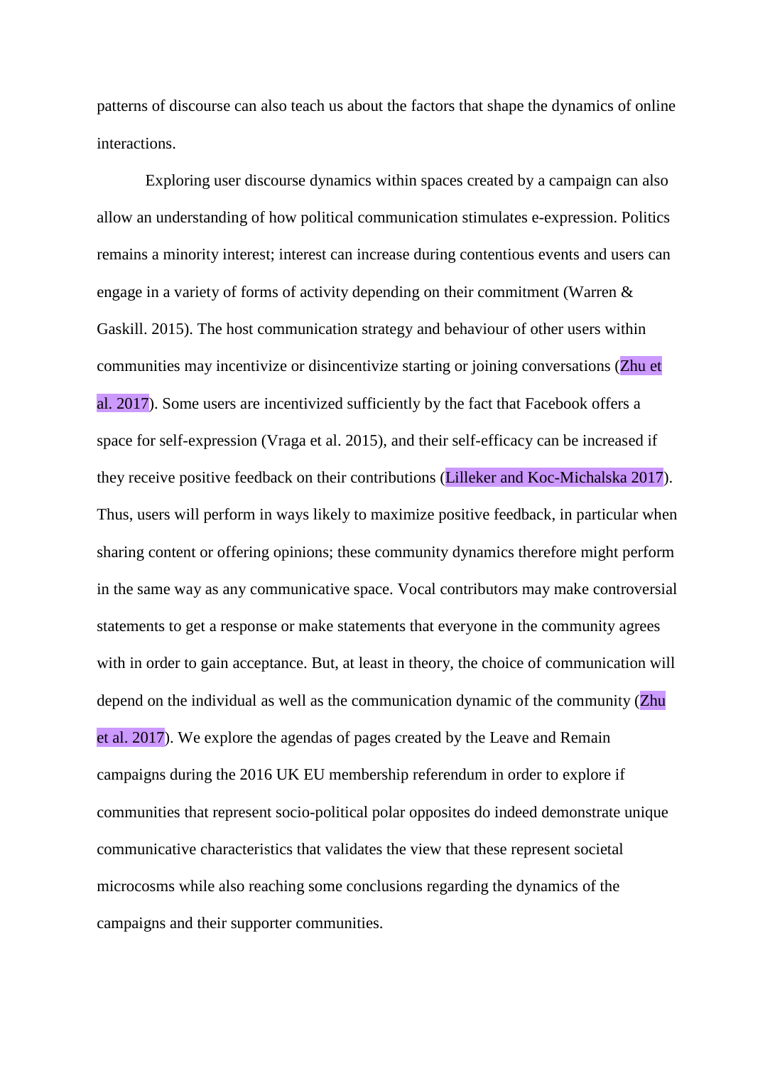patterns of discourse can also teach us about the factors that shape the dynamics of online interactions.

Exploring user discourse dynamics within spaces created by a campaign can also allow an understanding of how political communication stimulates e-expression. Politics remains a minority interest; interest can increase during contentious events and users can engage in a variety of forms of activity depending on their commitment (Warren & Gaskill. 2015). The host communication strategy and behaviour of other users within communities may incentivize or disincentivize starting or joining conversations (Zhu et al. 2017). Some users are incentivized sufficiently by the fact that Facebook offers a space for self-expression (Vraga et al. 2015), and their self-efficacy can be increased if they receive positive feedback on their contributions (Lilleker and Koc-Michalska 2017). Thus, users will perform in ways likely to maximize positive feedback, in particular when sharing content or offering opinions; these community dynamics therefore might perform in the same way as any communicative space. Vocal contributors may make controversial statements to get a response or make statements that everyone in the community agrees with in order to gain acceptance. But, at least in theory, the choice of communication will depend on the individual as well as the communication dynamic of the community (Zhu et al. 2017). We explore the agendas of pages created by the Leave and Remain campaigns during the 2016 UK EU membership referendum in order to explore if communities that represent socio-political polar opposites do indeed demonstrate unique communicative characteristics that validates the view that these represent societal microcosms while also reaching some conclusions regarding the dynamics of the campaigns and their supporter communities.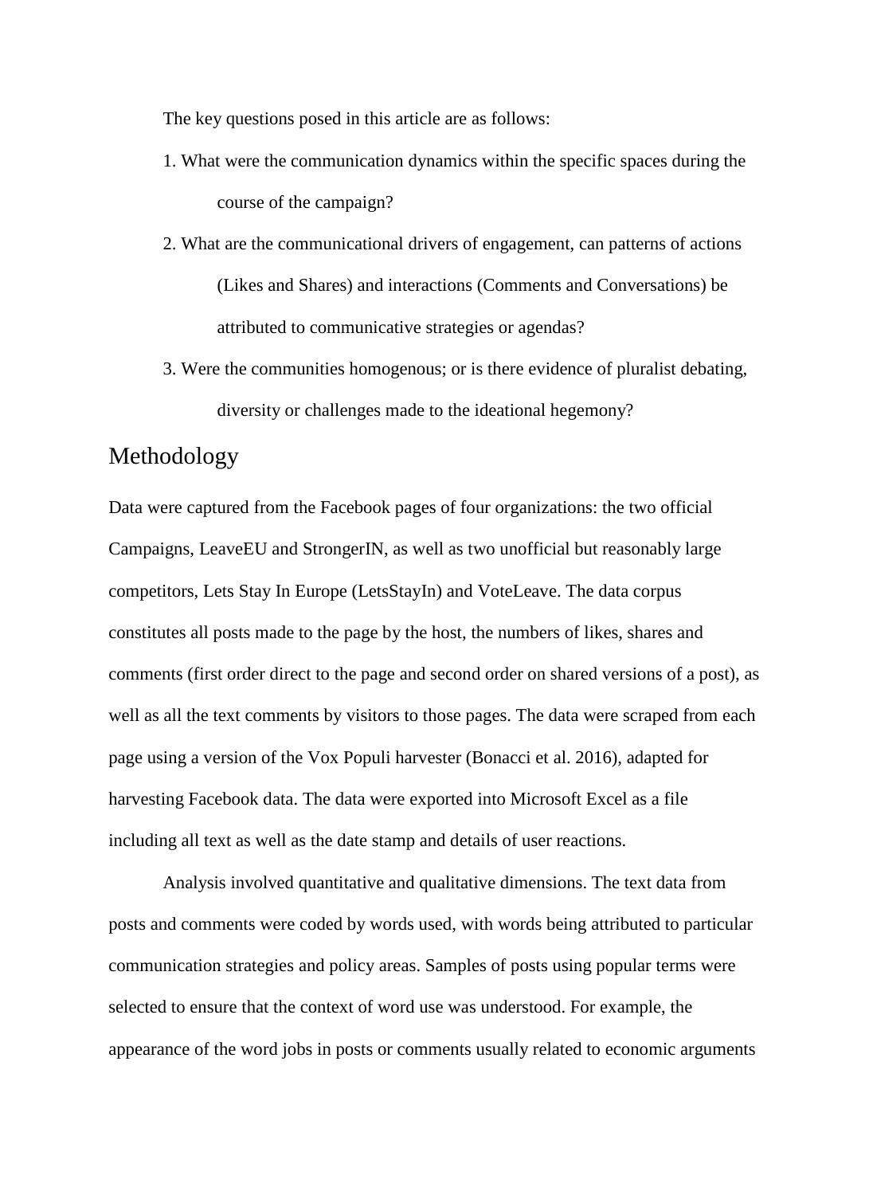The key questions posed in this article are as follows:

1. What were the communication dynamics within the specific spaces during the course of the campaign?
2. What are the communicational drivers of engagement, can patterns of actions (Likes and Shares) and interactions (Comments and Conversations) be attributed to communicative strategies or agendas?
3. Were the communities homogenous; or is there evidence of pluralist debating, diversity or challenges made to the ideational hegemony?

## Methodology

Data were captured from the Facebook pages of four organizations: the two official Campaigns, LeaveEU and StrongerIN, as well as two unofficial but reasonably large competitors, Lets Stay In Europe (LetsStayIn) and VoteLeave. The data corpus constitutes all posts made to the page by the host, the numbers of likes, shares and comments (first order direct to the page and second order on shared versions of a post), as well as all the text comments by visitors to those pages. The data were scraped from each page using a version of the Vox Populi harvester (Bonacci et al. 2016), adapted for harvesting Facebook data. The data were exported into Microsoft Excel as a file including all text as well as the date stamp and details of user reactions.

Analysis involved quantitative and qualitative dimensions. The text data from posts and comments were coded by words used, with words being attributed to particular communication strategies and policy areas. Samples of posts using popular terms were selected to ensure that the context of word use was understood. For example, the appearance of the word jobs in posts or comments usually related to economic arguments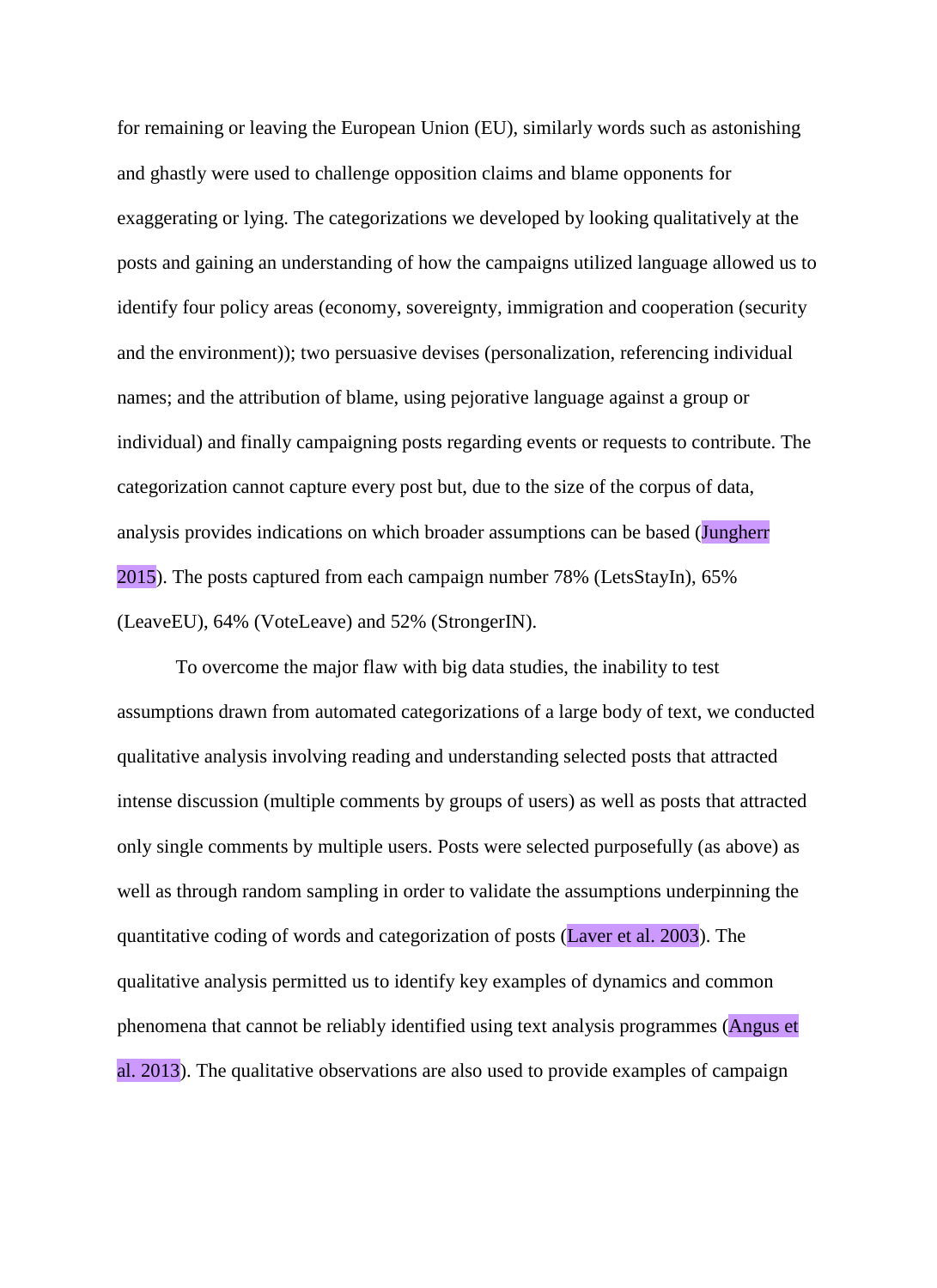for remaining or leaving the European Union (EU), similarly words such as astonishing and ghastly were used to challenge opposition claims and blame opponents for exaggerating or lying. The categorizations we developed by looking qualitatively at the posts and gaining an understanding of how the campaigns utilized language allowed us to identify four policy areas (economy, sovereignty, immigration and cooperation (security and the environment)); two persuasive devises (personalization, referencing individual names; and the attribution of blame, using pejorative language against a group or individual) and finally campaigning posts regarding events or requests to contribute. The categorization cannot capture every post but, due to the size of the corpus of data, analysis provides indications on which broader assumptions can be based (Jungherr 2015). The posts captured from each campaign number 78% (LetsStayIn), 65% (LeaveEU), 64% (VoteLeave) and 52% (StrongerIN).

To overcome the major flaw with big data studies, the inability to test assumptions drawn from automated categorizations of a large body of text, we conducted qualitative analysis involving reading and understanding selected posts that attracted intense discussion (multiple comments by groups of users) as well as posts that attracted only single comments by multiple users. Posts were selected purposefully (as above) as well as through random sampling in order to validate the assumptions underpinning the quantitative coding of words and categorization of posts (Laver et al. 2003). The qualitative analysis permitted us to identify key examples of dynamics and common phenomena that cannot be reliably identified using text analysis programmes (Angus et al. 2013). The qualitative observations are also used to provide examples of campaign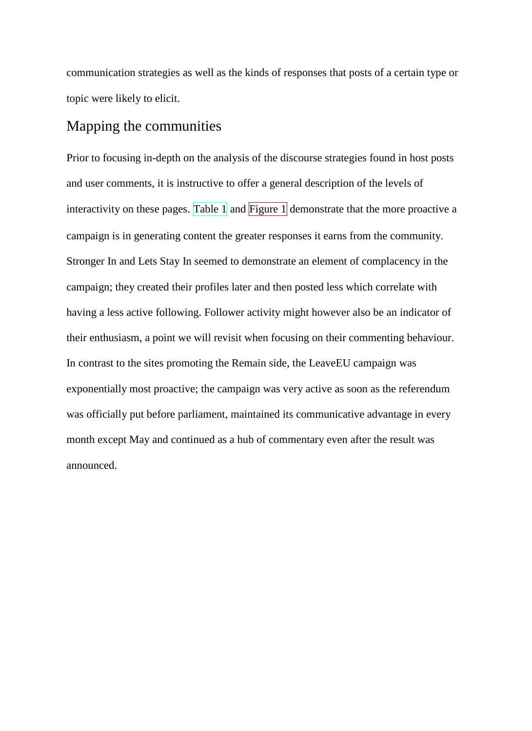communication strategies as well as the kinds of responses that posts of a certain type or topic were likely to elicit.

## Mapping the communities

Prior to focusing in-depth on the analysis of the discourse strategies found in host posts and user comments, it is instructive to offer a general description of the levels of interactivity on these pages. Table 1 and Figure 1 demonstrate that the more proactive a campaign is in generating content the greater responses it earns from the community. Stronger In and Lets Stay In seemed to demonstrate an element of complacency in the campaign; they created their profiles later and then posted less which correlate with having a less active following. Follower activity might however also be an indicator of their enthusiasm, a point we will revisit when focusing on their commenting behaviour. In contrast to the sites promoting the Remain side, the LeaveEU campaign was exponentially most proactive; the campaign was very active as soon as the referendum was officially put before parliament, maintained its communicative advantage in every month except May and continued as a hub of commentary even after the result was announced.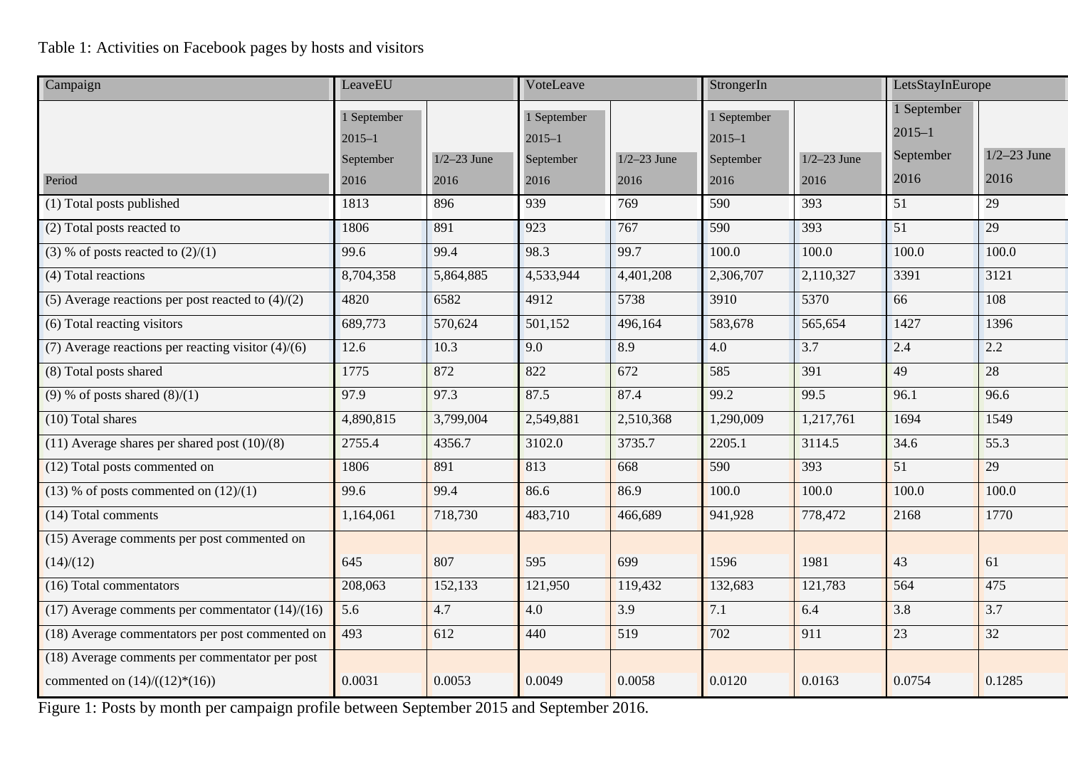Table 1: Activities on Facebook pages by hosts and visitors

| Campaign | LeaveEU | | VoteLeave | | StrongerIn | | LetsStayInEurope | |
|---|---|---|---|---|---|---|---|---|
| Period | 1 September 2015–1 September 2016 | 1/2–23 June 2016 | 1 September 2015–1 September 2016 | 1/2–23 June 2016 | 1 September 2015–1 September 2016 | 1/2–23 June 2016 | 1 September 2015–1 September 2016 | 1/2–23 June 2016 |
| (1) Total posts published | 1813 | 896 | 939 | 769 | 590 | 393 | 51 | 29 |
| (2) Total posts reacted to | 1806 | 891 | 923 | 767 | 590 | 393 | 51 | 29 |
| (3) % of posts reacted to (2)/(1) | 99.6 | 99.4 | 98.3 | 99.7 | 100.0 | 100.0 | 100.0 | 100.0 |
| (4) Total reactions | 8,704,358 | 5,864,885 | 4,533,944 | 4,401,208 | 2,306,707 | 2,110,327 | 3391 | 3121 |
| (5) Average reactions per post reacted to (4)/(2) | 4820 | 6582 | 4912 | 5738 | 3910 | 5370 | 66 | 108 |
| (6) Total reacting visitors | 689,773 | 570,624 | 501,152 | 496,164 | 583,678 | 565,654 | 1427 | 1396 |
| (7) Average reactions per reacting visitor (4)/(6) | 12.6 | 10.3 | 9.0 | 8.9 | 4.0 | 3.7 | 2.4 | 2.2 |
| (8) Total posts shared | 1775 | 872 | 822 | 672 | 585 | 391 | 49 | 28 |
| (9) % of posts shared (8)/(1) | 97.9 | 97.3 | 87.5 | 87.4 | 99.2 | 99.5 | 96.1 | 96.6 |
| (10) Total shares | 4,890,815 | 3,799,004 | 2,549,881 | 2,510,368 | 1,290,009 | 1,217,761 | 1694 | 1549 |
| (11) Average shares per shared post (10)/(8) | 2755.4 | 4356.7 | 3102.0 | 3735.7 | 2205.1 | 3114.5 | 34.6 | 55.3 |
| (12) Total posts commented on | 1806 | 891 | 813 | 668 | 590 | 393 | 51 | 29 |
| (13) % of posts commented on (12)/(1) | 99.6 | 99.4 | 86.6 | 86.9 | 100.0 | 100.0 | 100.0 | 100.0 |
| (14) Total comments | 1,164,061 | 718,730 | 483,710 | 466,689 | 941,928 | 778,472 | 2168 | 1770 |
| (15) Average comments per post commented on (14)/(12) | 645 | 807 | 595 | 699 | 1596 | 1981 | 43 | 61 |
| (16) Total commentators | 208,063 | 152,133 | 121,950 | 119,432 | 132,683 | 121,783 | 564 | 475 |
| (17) Average comments per commentator (14)/(16) | 5.6 | 4.7 | 4.0 | 3.9 | 7.1 | 6.4 | 3.8 | 3.7 |
| (18) Average commentators per post commented on | 493 | 612 | 440 | 519 | 702 | 911 | 23 | 32 |
| (18) Average comments per commentator per post commented on (14)/((12)*(16)) | 0.0031 | 0.0053 | 0.0049 | 0.0058 | 0.0120 | 0.0163 | 0.0754 | 0.1285 |

Figure 1: Posts by month per campaign profile between September 2015 and September 2016.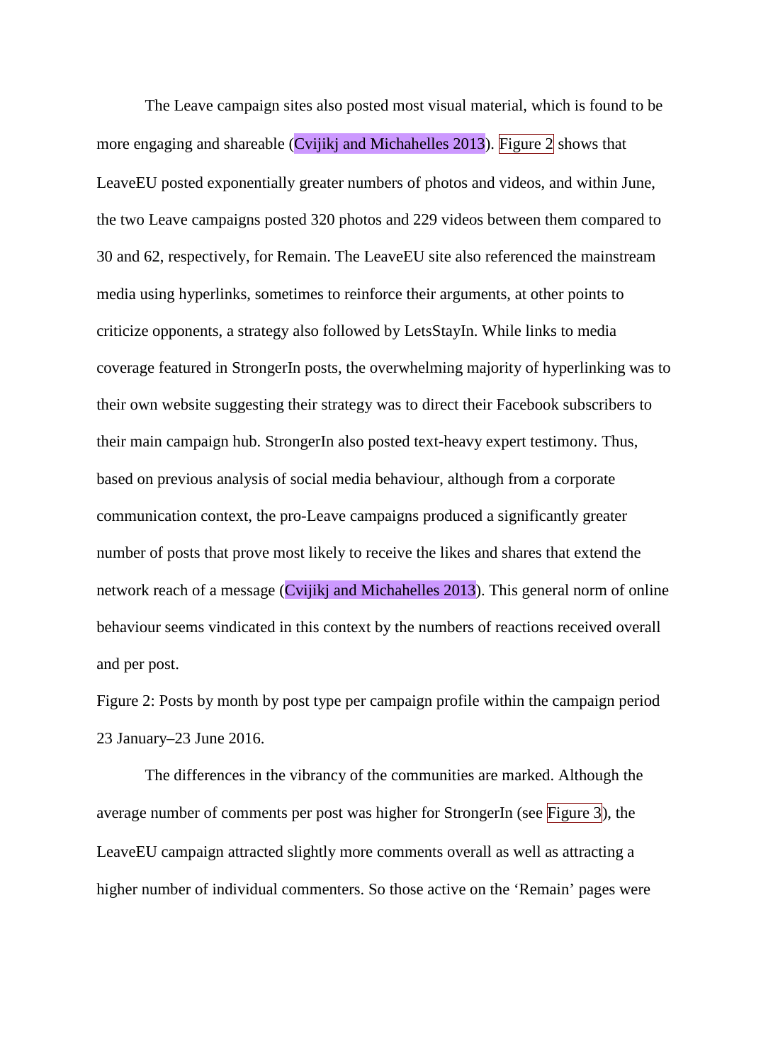The Leave campaign sites also posted most visual material, which is found to be more engaging and shareable (Cvijikj and Michahelles 2013). Figure 2 shows that LeaveEU posted exponentially greater numbers of photos and videos, and within June, the two Leave campaigns posted 320 photos and 229 videos between them compared to 30 and 62, respectively, for Remain. The LeaveEU site also referenced the mainstream media using hyperlinks, sometimes to reinforce their arguments, at other points to criticize opponents, a strategy also followed by LetsStayIn. While links to media coverage featured in StrongerIn posts, the overwhelming majority of hyperlinking was to their own website suggesting their strategy was to direct their Facebook subscribers to their main campaign hub. StrongerIn also posted text-heavy expert testimony. Thus, based on previous analysis of social media behaviour, although from a corporate communication context, the pro-Leave campaigns produced a significantly greater number of posts that prove most likely to receive the likes and shares that extend the network reach of a message (Cvijikj and Michahelles 2013). This general norm of online behaviour seems vindicated in this context by the numbers of reactions received overall and per post.

Figure 2: Posts by month by post type per campaign profile within the campaign period 23 January–23 June 2016.

The differences in the vibrancy of the communities are marked. Although the average number of comments per post was higher for StrongerIn (see Figure 3), the LeaveEU campaign attracted slightly more comments overall as well as attracting a higher number of individual commenters. So those active on the ‘Remain’ pages were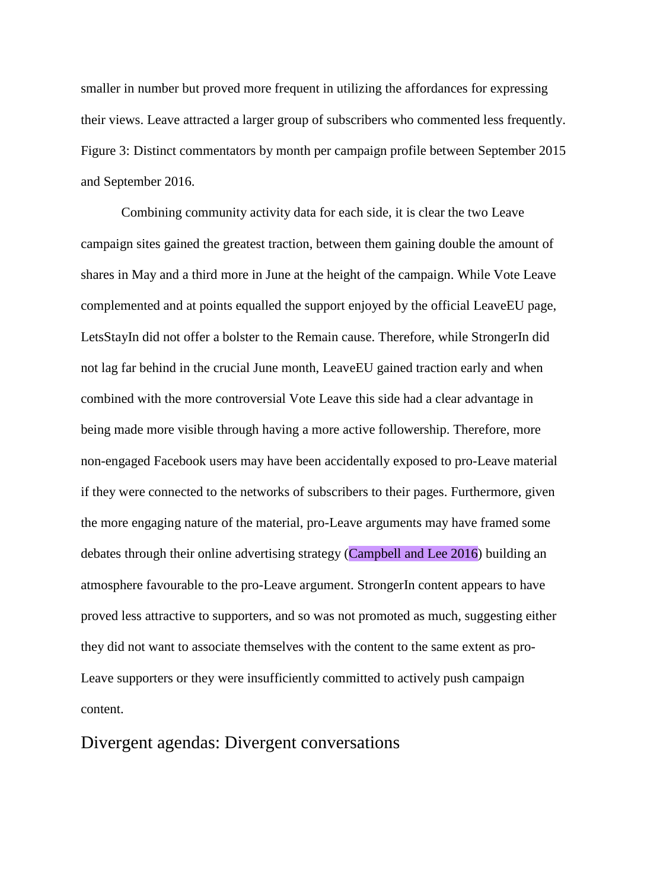smaller in number but proved more frequent in utilizing the affordances for expressing their views. Leave attracted a larger group of subscribers who commented less frequently.

Figure 3: Distinct commentators by month per campaign profile between September 2015 and September 2016.

Combining community activity data for each side, it is clear the two Leave campaign sites gained the greatest traction, between them gaining double the amount of shares in May and a third more in June at the height of the campaign. While Vote Leave complemented and at points equalled the support enjoyed by the official LeaveEU page, LetsStayIn did not offer a bolster to the Remain cause. Therefore, while StrongerIn did not lag far behind in the crucial June month, LeaveEU gained traction early and when combined with the more controversial Vote Leave this side had a clear advantage in being made more visible through having a more active followership. Therefore, more non-engaged Facebook users may have been accidentally exposed to pro-Leave material if they were connected to the networks of subscribers to their pages. Furthermore, given the more engaging nature of the material, pro-Leave arguments may have framed some debates through their online advertising strategy (Campbell and Lee 2016) building an atmosphere favourable to the pro-Leave argument. StrongerIn content appears to have proved less attractive to supporters, and so was not promoted as much, suggesting either they did not want to associate themselves with the content to the same extent as pro-Leave supporters or they were insufficiently committed to actively push campaign content.

## Divergent agendas: Divergent conversations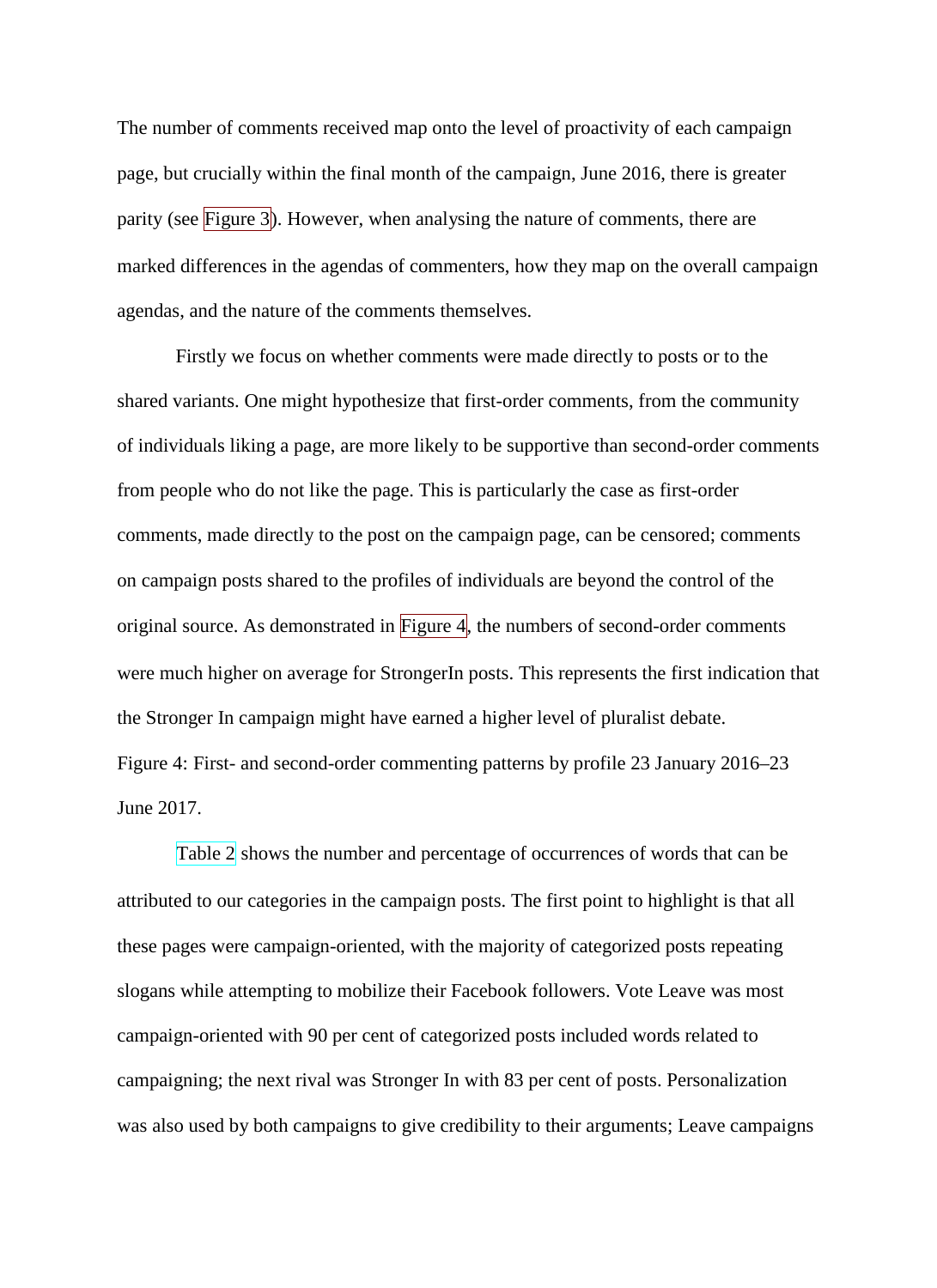The number of comments received map onto the level of proactivity of each campaign page, but crucially within the final month of the campaign, June 2016, there is greater parity (see Figure 3). However, when analysing the nature of comments, there are marked differences in the agendas of commenters, how they map on the overall campaign agendas, and the nature of the comments themselves.

Firstly we focus on whether comments were made directly to posts or to the shared variants. One might hypothesize that first-order comments, from the community of individuals liking a page, are more likely to be supportive than second-order comments from people who do not like the page. This is particularly the case as first-order comments, made directly to the post on the campaign page, can be censored; comments on campaign posts shared to the profiles of individuals are beyond the control of the original source. As demonstrated in Figure 4, the numbers of second-order comments were much higher on average for StrongerIn posts. This represents the first indication that the Stronger In campaign might have earned a higher level of pluralist debate.

Figure 4: First- and second-order commenting patterns by profile 23 January 2016–23 June 2017.

Table 2 shows the number and percentage of occurrences of words that can be attributed to our categories in the campaign posts. The first point to highlight is that all these pages were campaign-oriented, with the majority of categorized posts repeating slogans while attempting to mobilize their Facebook followers. Vote Leave was most campaign-oriented with 90 per cent of categorized posts included words related to campaigning; the next rival was Stronger In with 83 per cent of posts. Personalization was also used by both campaigns to give credibility to their arguments; Leave campaigns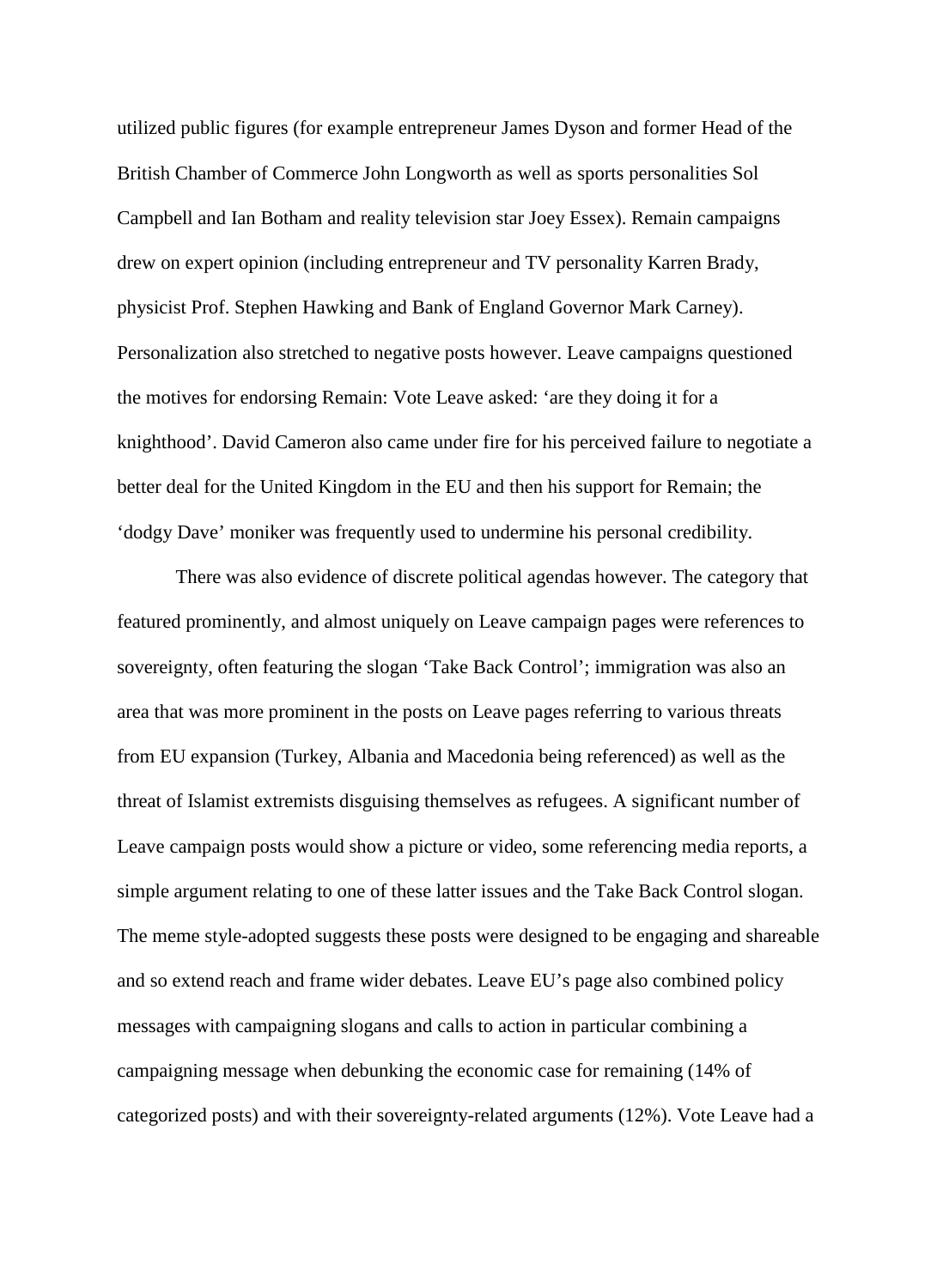utilized public figures (for example entrepreneur James Dyson and former Head of the British Chamber of Commerce John Longworth as well as sports personalities Sol Campbell and Ian Botham and reality television star Joey Essex). Remain campaigns drew on expert opinion (including entrepreneur and TV personality Karren Brady, physicist Prof. Stephen Hawking and Bank of England Governor Mark Carney). Personalization also stretched to negative posts however. Leave campaigns questioned the motives for endorsing Remain: Vote Leave asked: 'are they doing it for a knighthood'. David Cameron also came under fire for his perceived failure to negotiate a better deal for the United Kingdom in the EU and then his support for Remain; the 'dodgy Dave' moniker was frequently used to undermine his personal credibility.

There was also evidence of discrete political agendas however. The category that featured prominently, and almost uniquely on Leave campaign pages were references to sovereignty, often featuring the slogan 'Take Back Control'; immigration was also an area that was more prominent in the posts on Leave pages referring to various threats from EU expansion (Turkey, Albania and Macedonia being referenced) as well as the threat of Islamist extremists disguising themselves as refugees. A significant number of Leave campaign posts would show a picture or video, some referencing media reports, a simple argument relating to one of these latter issues and the Take Back Control slogan. The meme style-adopted suggests these posts were designed to be engaging and shareable and so extend reach and frame wider debates. Leave EU's page also combined policy messages with campaigning slogans and calls to action in particular combining a campaigning message when debunking the economic case for remaining (14% of categorized posts) and with their sovereignty-related arguments (12%). Vote Leave had a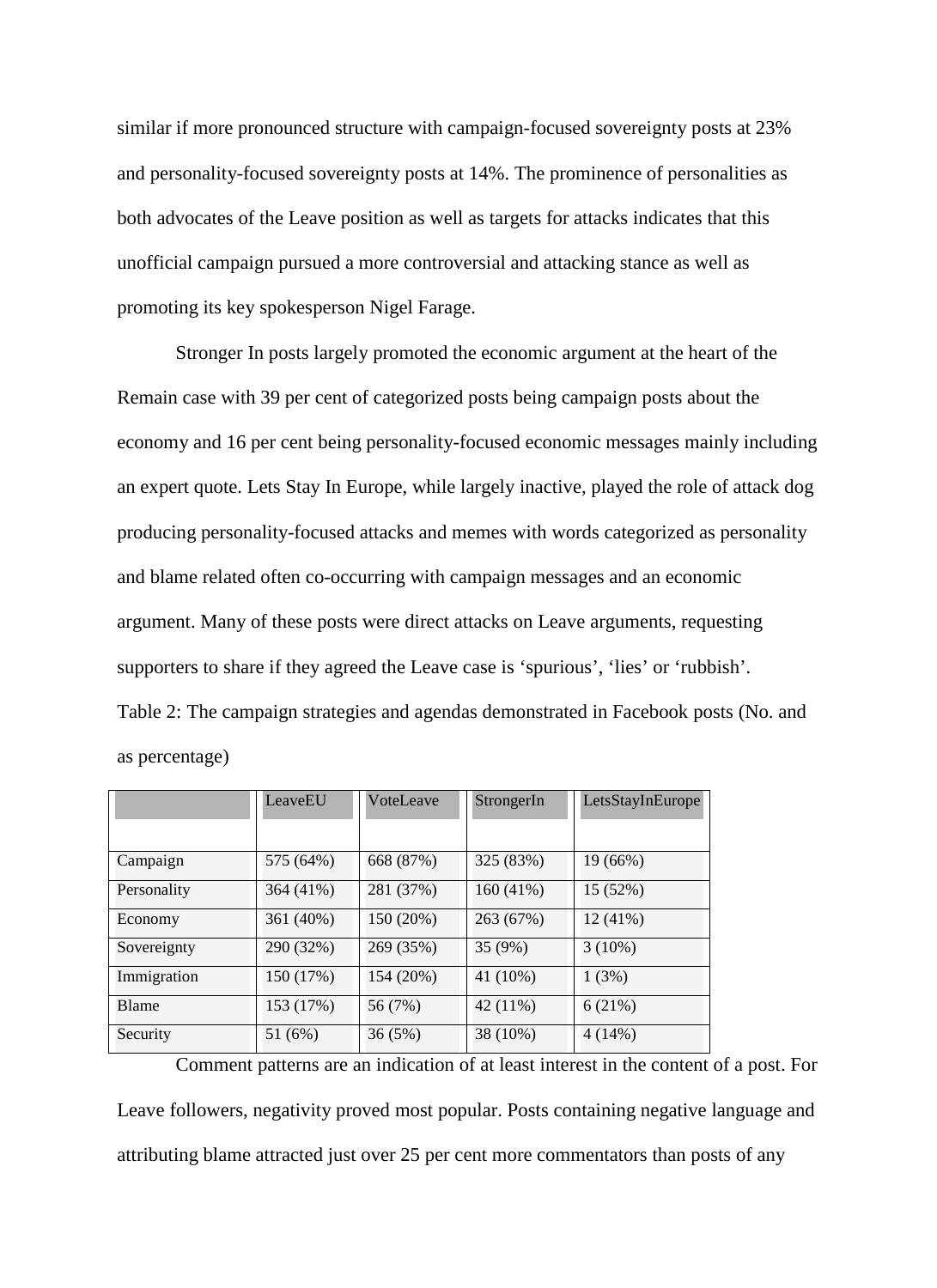similar if more pronounced structure with campaign-focused sovereignty posts at 23% and personality-focused sovereignty posts at 14%. The prominence of personalities as both advocates of the Leave position as well as targets for attacks indicates that this unofficial campaign pursued a more controversial and attacking stance as well as promoting its key spokesperson Nigel Farage.

Stronger In posts largely promoted the economic argument at the heart of the Remain case with 39 per cent of categorized posts being campaign posts about the economy and 16 per cent being personality-focused economic messages mainly including an expert quote. Lets Stay In Europe, while largely inactive, played the role of attack dog producing personality-focused attacks and memes with words categorized as personality and blame related often co-occurring with campaign messages and an economic argument. Many of these posts were direct attacks on Leave arguments, requesting supporters to share if they agreed the Leave case is 'spurious', 'lies' or 'rubbish'.

Table 2: The campaign strategies and agendas demonstrated in Facebook posts (No. and as percentage)

| | LeaveEU | VoteLeave | StrongerIn | LetsStayInEurope |
|---|---|---|---|---|
| Campaign | 575 (64%) | 668 (87%) | 325 (83%) | 19 (66%) |
| Personality | 364 (41%) | 281 (37%) | 160 (41%) | 15 (52%) |
| Economy | 361 (40%) | 150 (20%) | 263 (67%) | 12 (41%) |
| Sovereignty | 290 (32%) | 269 (35%) | 35 (9%) | 3 (10%) |
| Immigration | 150 (17%) | 154 (20%) | 41 (10%) | 1 (3%) |
| Blame | 153 (17%) | 56 (7%) | 42 (11%) | 6 (21%) |
| Security | 51 (6%) | 36 (5%) | 38 (10%) | 4 (14%) |

Comment patterns are an indication of at least interest in the content of a post. For Leave followers, negativity proved most popular. Posts containing negative language and attributing blame attracted just over 25 per cent more commentators than posts of any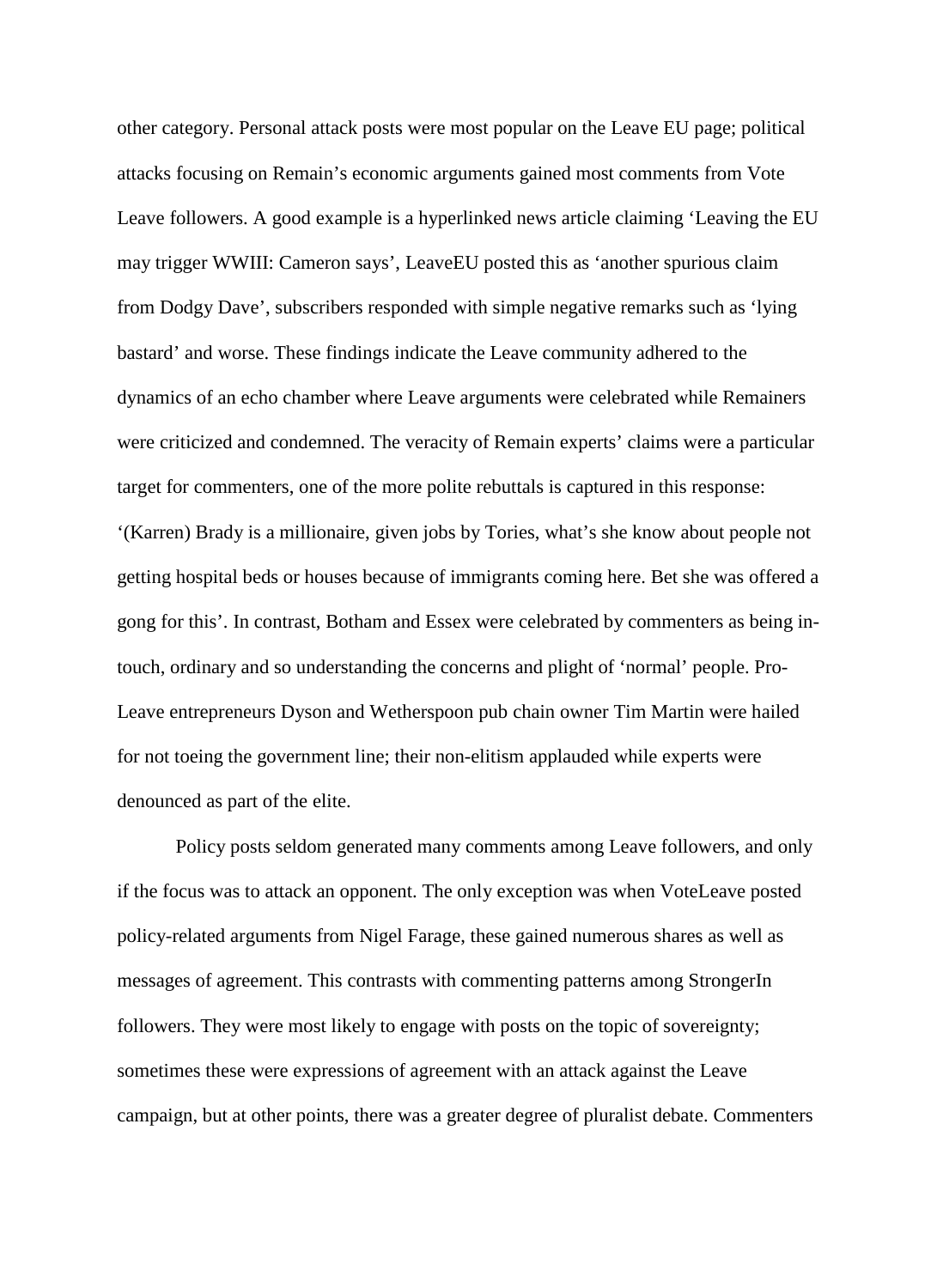other category. Personal attack posts were most popular on the Leave EU page; political attacks focusing on Remain's economic arguments gained most comments from Vote Leave followers. A good example is a hyperlinked news article claiming 'Leaving the EU may trigger WWIII: Cameron says', LeaveEU posted this as 'another spurious claim from Dodgy Dave', subscribers responded with simple negative remarks such as 'lying bastard' and worse. These findings indicate the Leave community adhered to the dynamics of an echo chamber where Leave arguments were celebrated while Remainers were criticized and condemned. The veracity of Remain experts' claims were a particular target for commenters, one of the more polite rebuttals is captured in this response: '(Karren) Brady is a millionaire, given jobs by Tories, what's she know about people not getting hospital beds or houses because of immigrants coming here. Bet she was offered a gong for this'. In contrast, Botham and Essex were celebrated by commenters as being in-touch, ordinary and so understanding the concerns and plight of 'normal' people. Pro-Leave entrepreneurs Dyson and Wetherspoon pub chain owner Tim Martin were hailed for not toeing the government line; their non-elitism applauded while experts were denounced as part of the elite.

Policy posts seldom generated many comments among Leave followers, and only if the focus was to attack an opponent. The only exception was when VoteLeave posted policy-related arguments from Nigel Farage, these gained numerous shares as well as messages of agreement. This contrasts with commenting patterns among StrongerIn followers. They were most likely to engage with posts on the topic of sovereignty; sometimes these were expressions of agreement with an attack against the Leave campaign, but at other points, there was a greater degree of pluralist debate. Commenters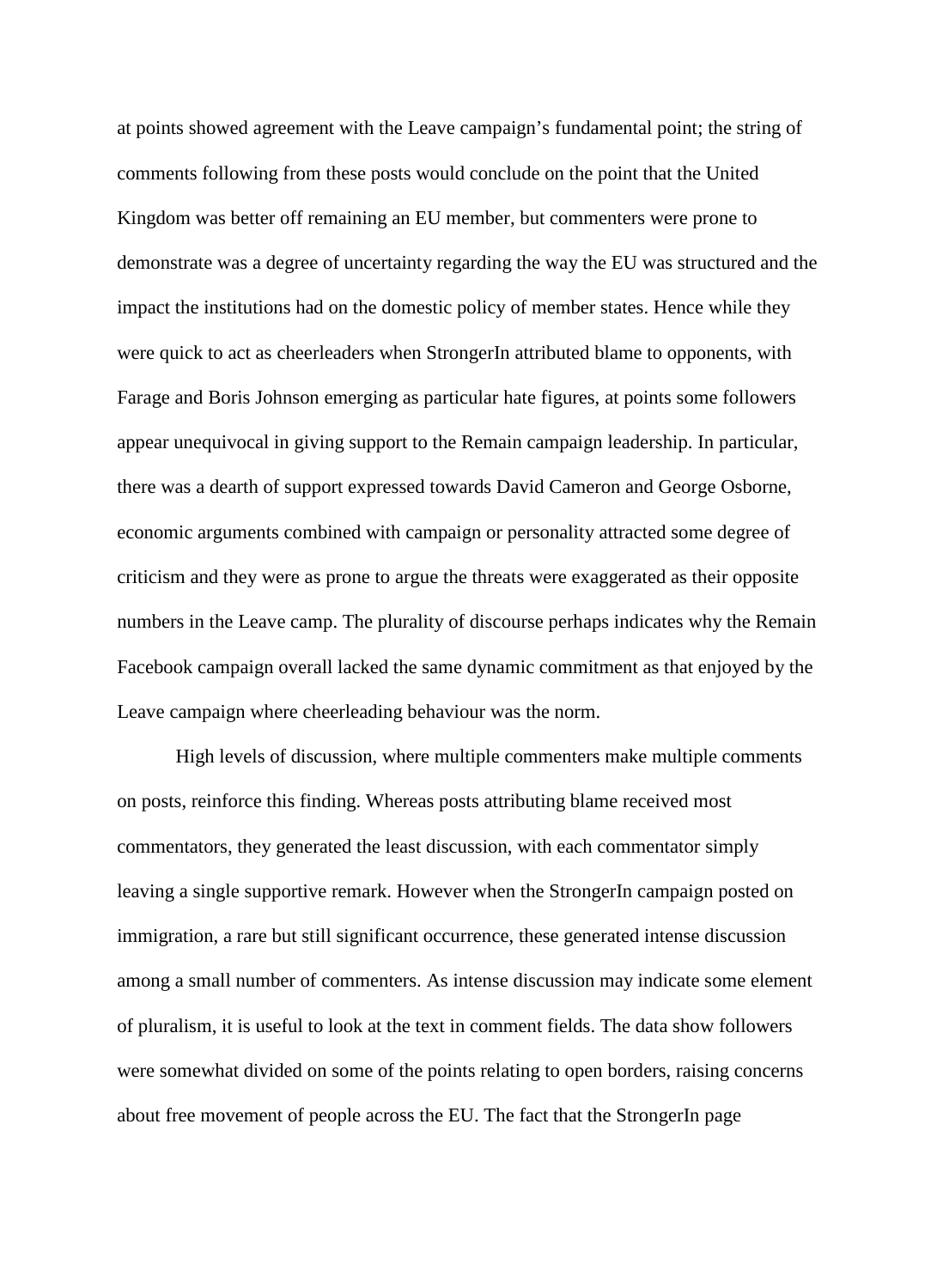at points showed agreement with the Leave campaign's fundamental point; the string of comments following from these posts would conclude on the point that the United Kingdom was better off remaining an EU member, but commenters were prone to demonstrate was a degree of uncertainty regarding the way the EU was structured and the impact the institutions had on the domestic policy of member states. Hence while they were quick to act as cheerleaders when StrongerIn attributed blame to opponents, with Farage and Boris Johnson emerging as particular hate figures, at points some followers appear unequivocal in giving support to the Remain campaign leadership. In particular, there was a dearth of support expressed towards David Cameron and George Osborne, economic arguments combined with campaign or personality attracted some degree of criticism and they were as prone to argue the threats were exaggerated as their opposite numbers in the Leave camp. The plurality of discourse perhaps indicates why the Remain Facebook campaign overall lacked the same dynamic commitment as that enjoyed by the Leave campaign where cheerleading behaviour was the norm.

High levels of discussion, where multiple commenters make multiple comments on posts, reinforce this finding. Whereas posts attributing blame received most commentators, they generated the least discussion, with each commentator simply leaving a single supportive remark. However when the StrongerIn campaign posted on immigration, a rare but still significant occurrence, these generated intense discussion among a small number of commenters. As intense discussion may indicate some element of pluralism, it is useful to look at the text in comment fields. The data show followers were somewhat divided on some of the points relating to open borders, raising concerns about free movement of people across the EU. The fact that the StrongerIn page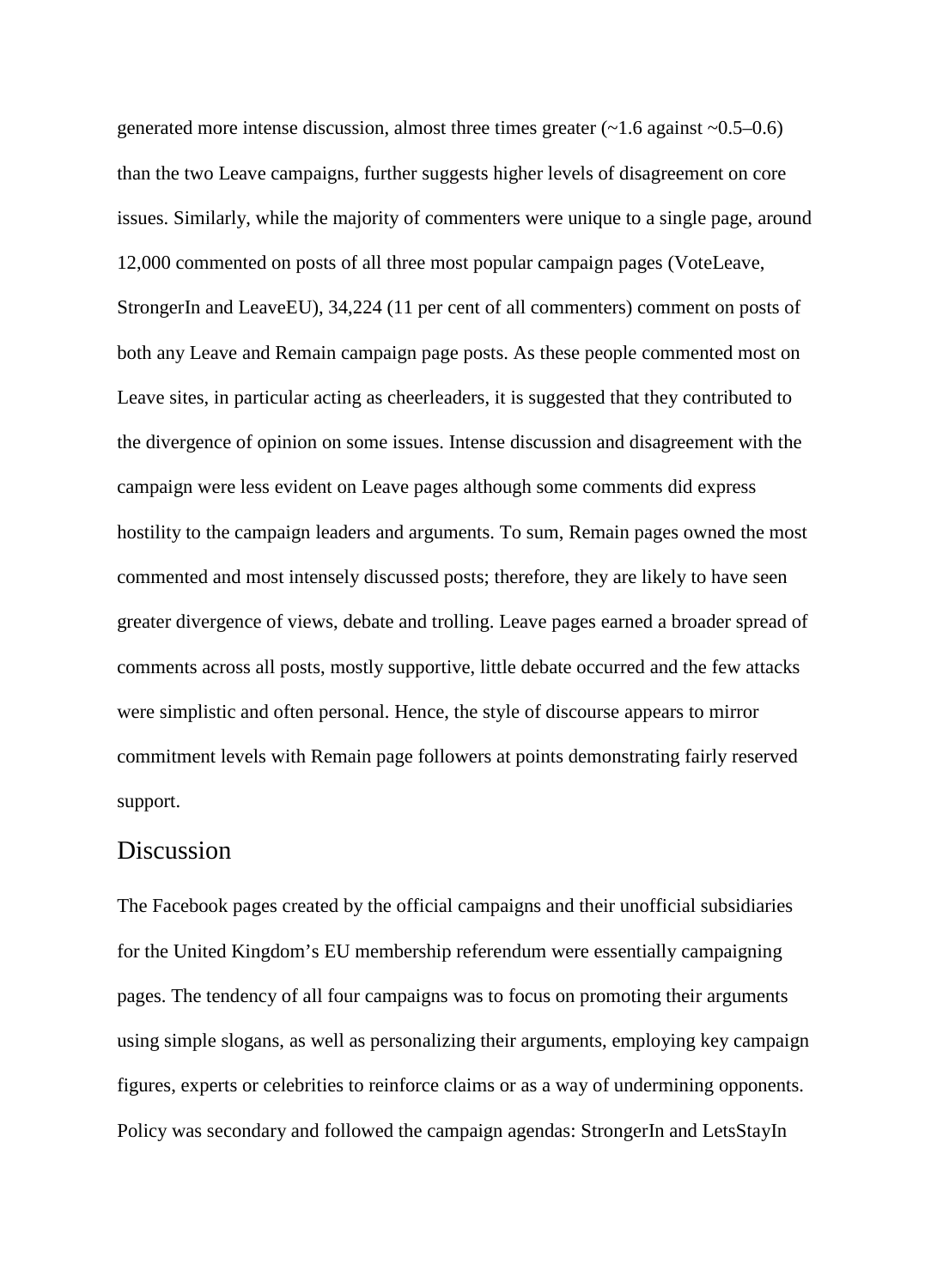generated more intense discussion, almost three times greater (~1.6 against ~0.5–0.6) than the two Leave campaigns, further suggests higher levels of disagreement on core issues. Similarly, while the majority of commenters were unique to a single page, around 12,000 commented on posts of all three most popular campaign pages (VoteLeave, StrongerIn and LeaveEU), 34,224 (11 per cent of all commenters) comment on posts of both any Leave and Remain campaign page posts. As these people commented most on Leave sites, in particular acting as cheerleaders, it is suggested that they contributed to the divergence of opinion on some issues. Intense discussion and disagreement with the campaign were less evident on Leave pages although some comments did express hostility to the campaign leaders and arguments. To sum, Remain pages owned the most commented and most intensely discussed posts; therefore, they are likely to have seen greater divergence of views, debate and trolling. Leave pages earned a broader spread of comments across all posts, mostly supportive, little debate occurred and the few attacks were simplistic and often personal. Hence, the style of discourse appears to mirror commitment levels with Remain page followers at points demonstrating fairly reserved support.

## Discussion

The Facebook pages created by the official campaigns and their unofficial subsidiaries for the United Kingdom's EU membership referendum were essentially campaigning pages. The tendency of all four campaigns was to focus on promoting their arguments using simple slogans, as well as personalizing their arguments, employing key campaign figures, experts or celebrities to reinforce claims or as a way of undermining opponents. Policy was secondary and followed the campaign agendas: StrongerIn and LetsStayIn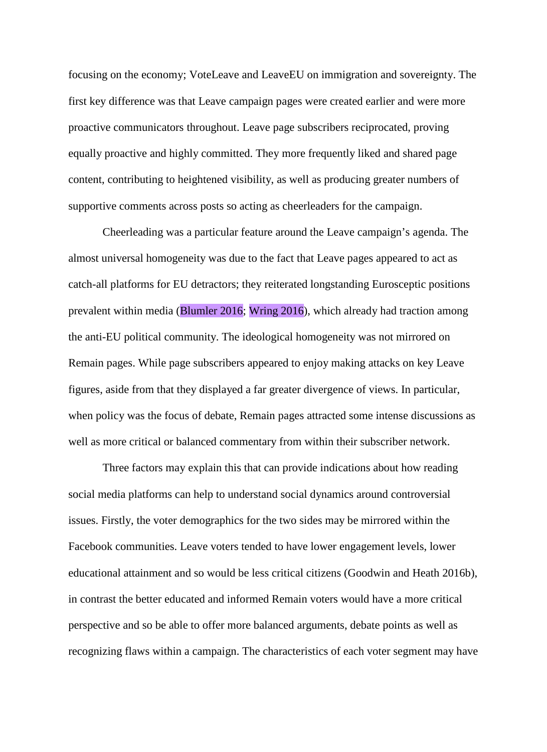focusing on the economy; VoteLeave and LeaveEU on immigration and sovereignty. The first key difference was that Leave campaign pages were created earlier and were more proactive communicators throughout. Leave page subscribers reciprocated, proving equally proactive and highly committed. They more frequently liked and shared page content, contributing to heightened visibility, as well as producing greater numbers of supportive comments across posts so acting as cheerleaders for the campaign.

Cheerleading was a particular feature around the Leave campaign's agenda. The almost universal homogeneity was due to the fact that Leave pages appeared to act as catch-all platforms for EU detractors; they reiterated longstanding Eurosceptic positions prevalent within media (Blumler 2016; Wring 2016), which already had traction among the anti-EU political community. The ideological homogeneity was not mirrored on Remain pages. While page subscribers appeared to enjoy making attacks on key Leave figures, aside from that they displayed a far greater divergence of views. In particular, when policy was the focus of debate, Remain pages attracted some intense discussions as well as more critical or balanced commentary from within their subscriber network.

Three factors may explain this that can provide indications about how reading social media platforms can help to understand social dynamics around controversial issues. Firstly, the voter demographics for the two sides may be mirrored within the Facebook communities. Leave voters tended to have lower engagement levels, lower educational attainment and so would be less critical citizens (Goodwin and Heath 2016b), in contrast the better educated and informed Remain voters would have a more critical perspective and so be able to offer more balanced arguments, debate points as well as recognizing flaws within a campaign. The characteristics of each voter segment may have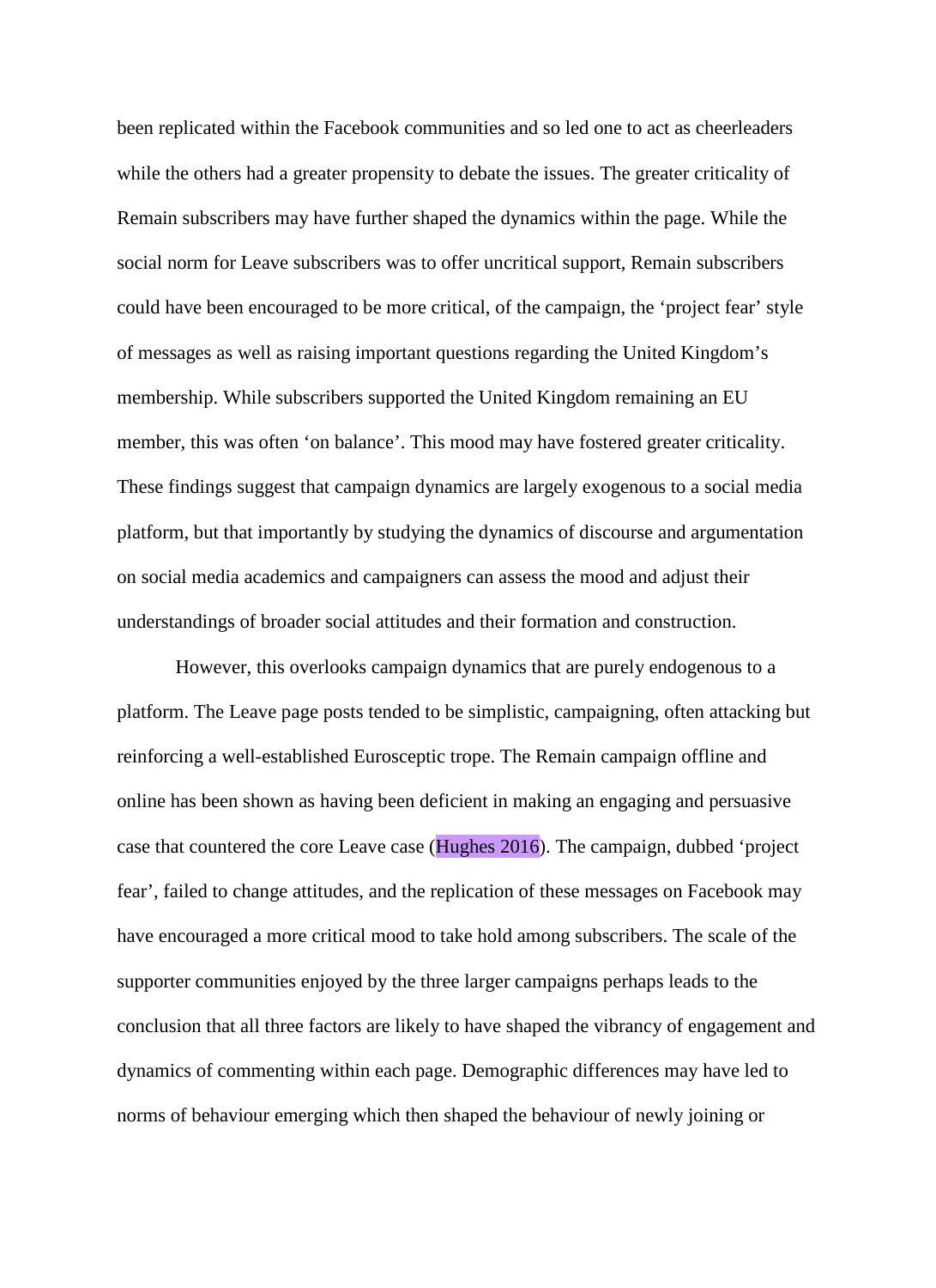been replicated within the Facebook communities and so led one to act as cheerleaders while the others had a greater propensity to debate the issues. The greater criticality of Remain subscribers may have further shaped the dynamics within the page. While the social norm for Leave subscribers was to offer uncritical support, Remain subscribers could have been encouraged to be more critical, of the campaign, the 'project fear' style of messages as well as raising important questions regarding the United Kingdom's membership. While subscribers supported the United Kingdom remaining an EU member, this was often 'on balance'. This mood may have fostered greater criticality. These findings suggest that campaign dynamics are largely exogenous to a social media platform, but that importantly by studying the dynamics of discourse and argumentation on social media academics and campaigners can assess the mood and adjust their understandings of broader social attitudes and their formation and construction.

However, this overlooks campaign dynamics that are purely endogenous to a platform. The Leave page posts tended to be simplistic, campaigning, often attacking but reinforcing a well-established Eurosceptic trope. The Remain campaign offline and online has been shown as having been deficient in making an engaging and persuasive case that countered the core Leave case (Hughes 2016). The campaign, dubbed 'project fear', failed to change attitudes, and the replication of these messages on Facebook may have encouraged a more critical mood to take hold among subscribers. The scale of the supporter communities enjoyed by the three larger campaigns perhaps leads to the conclusion that all three factors are likely to have shaped the vibrancy of engagement and dynamics of commenting within each page. Demographic differences may have led to norms of behaviour emerging which then shaped the behaviour of newly joining or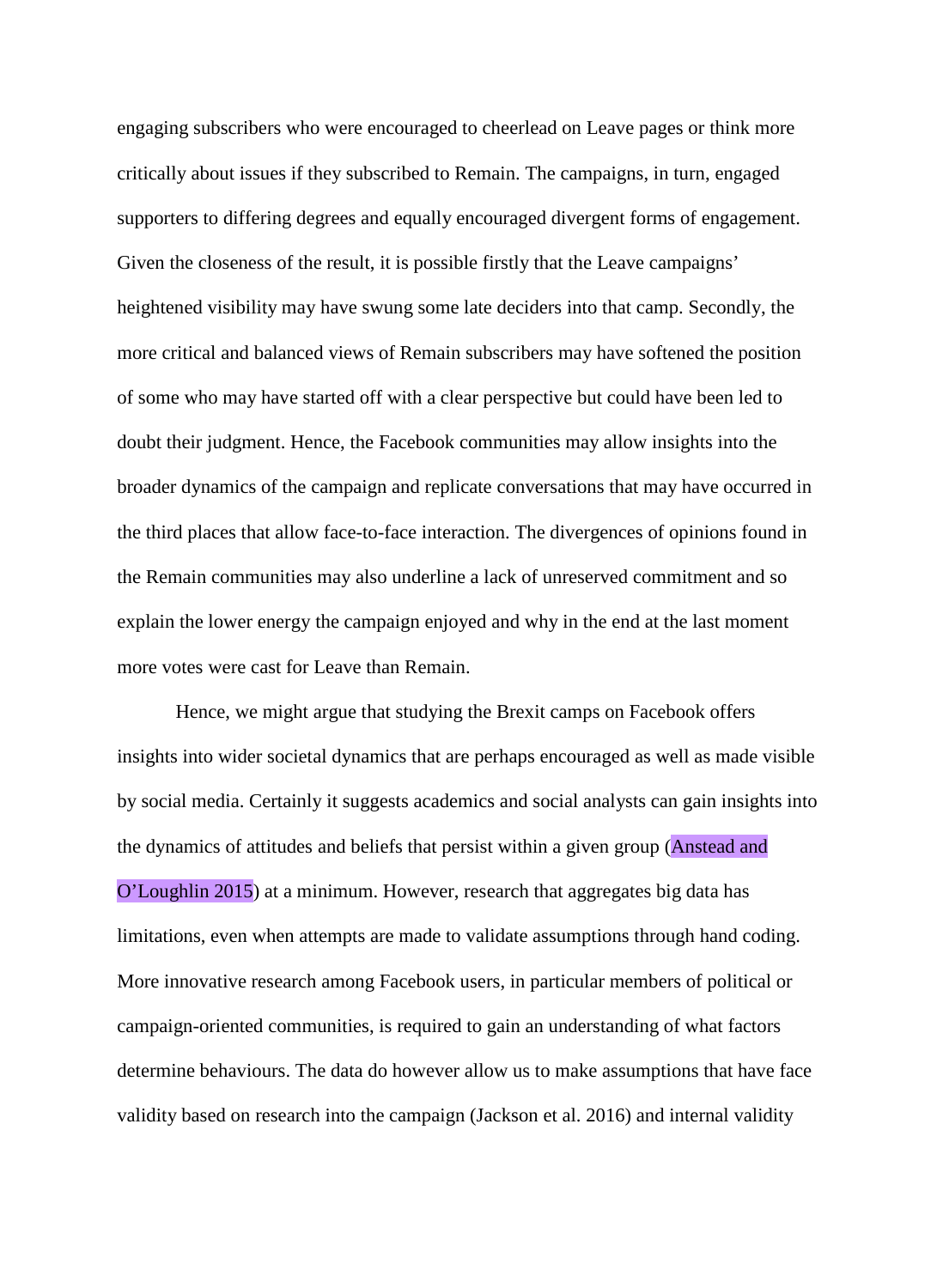engaging subscribers who were encouraged to cheerlead on Leave pages or think more critically about issues if they subscribed to Remain. The campaigns, in turn, engaged supporters to differing degrees and equally encouraged divergent forms of engagement. Given the closeness of the result, it is possible firstly that the Leave campaigns' heightened visibility may have swung some late deciders into that camp. Secondly, the more critical and balanced views of Remain subscribers may have softened the position of some who may have started off with a clear perspective but could have been led to doubt their judgment. Hence, the Facebook communities may allow insights into the broader dynamics of the campaign and replicate conversations that may have occurred in the third places that allow face-to-face interaction. The divergences of opinions found in the Remain communities may also underline a lack of unreserved commitment and so explain the lower energy the campaign enjoyed and why in the end at the last moment more votes were cast for Leave than Remain.

Hence, we might argue that studying the Brexit camps on Facebook offers insights into wider societal dynamics that are perhaps encouraged as well as made visible by social media. Certainly it suggests academics and social analysts can gain insights into the dynamics of attitudes and beliefs that persist within a given group (Anstead and O'Loughlin 2015) at a minimum. However, research that aggregates big data has limitations, even when attempts are made to validate assumptions through hand coding. More innovative research among Facebook users, in particular members of political or campaign-oriented communities, is required to gain an understanding of what factors determine behaviours. The data do however allow us to make assumptions that have face validity based on research into the campaign (Jackson et al. 2016) and internal validity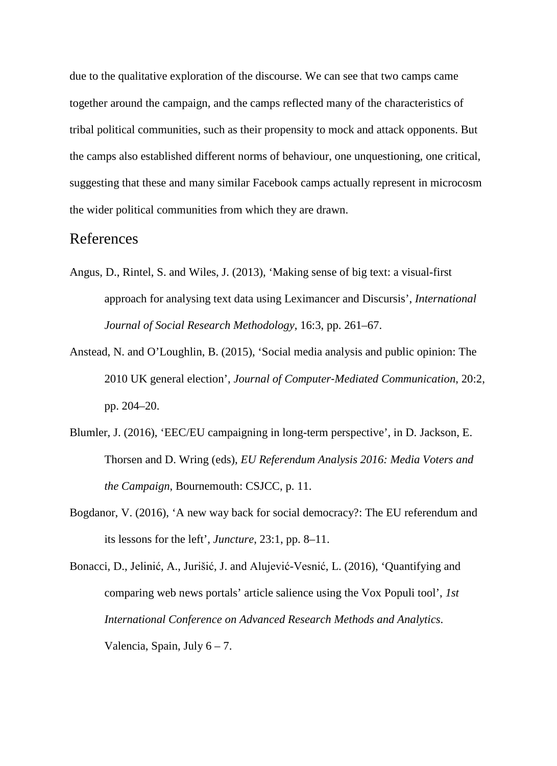due to the qualitative exploration of the discourse. We can see that two camps came together around the campaign, and the camps reflected many of the characteristics of tribal political communities, such as their propensity to mock and attack opponents. But the camps also established different norms of behaviour, one unquestioning, one critical, suggesting that these and many similar Facebook camps actually represent in microcosm the wider political communities from which they are drawn.

## References

Angus, D., Rintel, S. and Wiles, J. (2013), 'Making sense of big text: a visual-first approach for analysing text data using Leximancer and Discursis', *International Journal of Social Research Methodology*, 16:3, pp. 261–67.

Anstead, N. and O'Loughlin, B. (2015), 'Social media analysis and public opinion: The 2010 UK general election', *Journal of Computer-Mediated Communication*, 20:2, pp. 204–20.

Blumler, J. (2016), 'EEC/EU campaigning in long-term perspective', in D. Jackson, E. Thorsen and D. Wring (eds), *EU Referendum Analysis 2016: Media Voters and the Campaign*, Bournemouth: CSJCC, p. 11.

Bogdanor, V. (2016), 'A new way back for social democracy?: The EU referendum and its lessons for the left', *Juncture*, 23:1, pp. 8–11.

Bonacci, D., Jelinić, A., Jurišić, J. and Alujević-Vesnić, L. (2016), 'Quantifying and comparing web news portals' article salience using the Vox Populi tool', *1st International Conference on Advanced Research Methods and Analytics*. Valencia, Spain, July 6 – 7.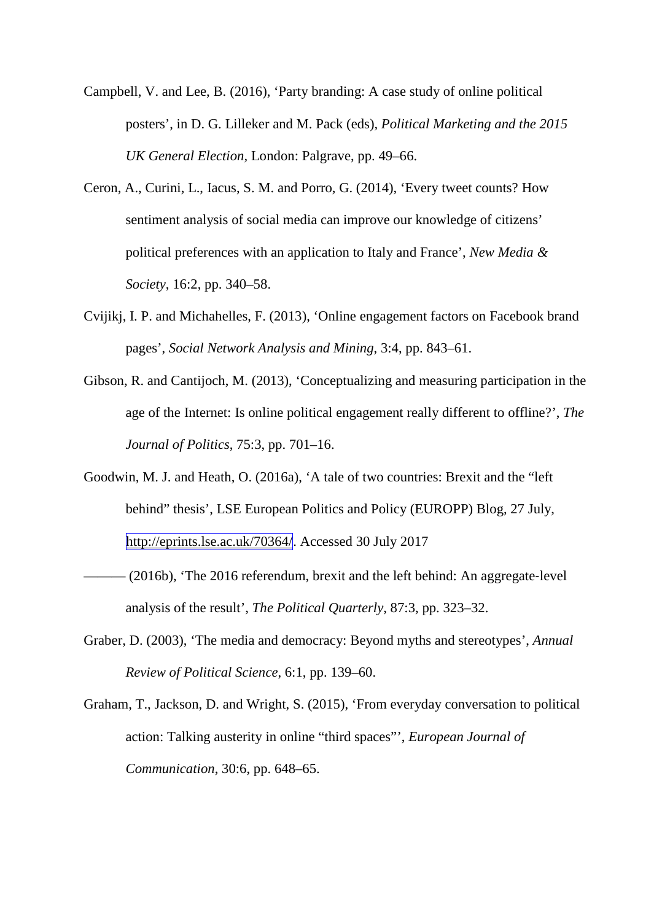Campbell, V. and Lee, B. (2016), ‘Party branding: A case study of online political posters’, in D. G. Lilleker and M. Pack (eds), *Political Marketing and the 2015 UK General Election*, London: Palgrave, pp. 49–66.

Ceron, A., Curini, L., Iacus, S. M. and Porro, G. (2014), ‘Every tweet counts? How sentiment analysis of social media can improve our knowledge of citizens’ political preferences with an application to Italy and France’, *New Media & Society*, 16:2, pp. 340–58.

Cvijikj, I. P. and Michahelles, F. (2013), ‘Online engagement factors on Facebook brand pages’, *Social Network Analysis and Mining*, 3:4, pp. 843–61.

Gibson, R. and Cantijoch, M. (2013), ‘Conceptualizing and measuring participation in the age of the Internet: Is online political engagement really different to offline?’, *The Journal of Politics*, 75:3, pp. 701–16.

Goodwin, M. J. and Heath, O. (2016a), ‘A tale of two countries: Brexit and the “left behind” thesis’, LSE European Politics and Policy (EUROPP) Blog, 27 July, http://eprints.lse.ac.uk/70364/. Accessed 30 July 2017

——— (2016b), ‘The 2016 referendum, brexit and the left behind: An aggregate-level analysis of the result’, *The Political Quarterly*, 87:3, pp. 323–32.

Graber, D. (2003), ‘The media and democracy: Beyond myths and stereotypes’, *Annual Review of Political Science*, 6:1, pp. 139–60.

Graham, T., Jackson, D. and Wright, S. (2015), ‘From everyday conversation to political action: Talking austerity in online “third spaces”’, *European Journal of Communication*, 30:6, pp. 648–65.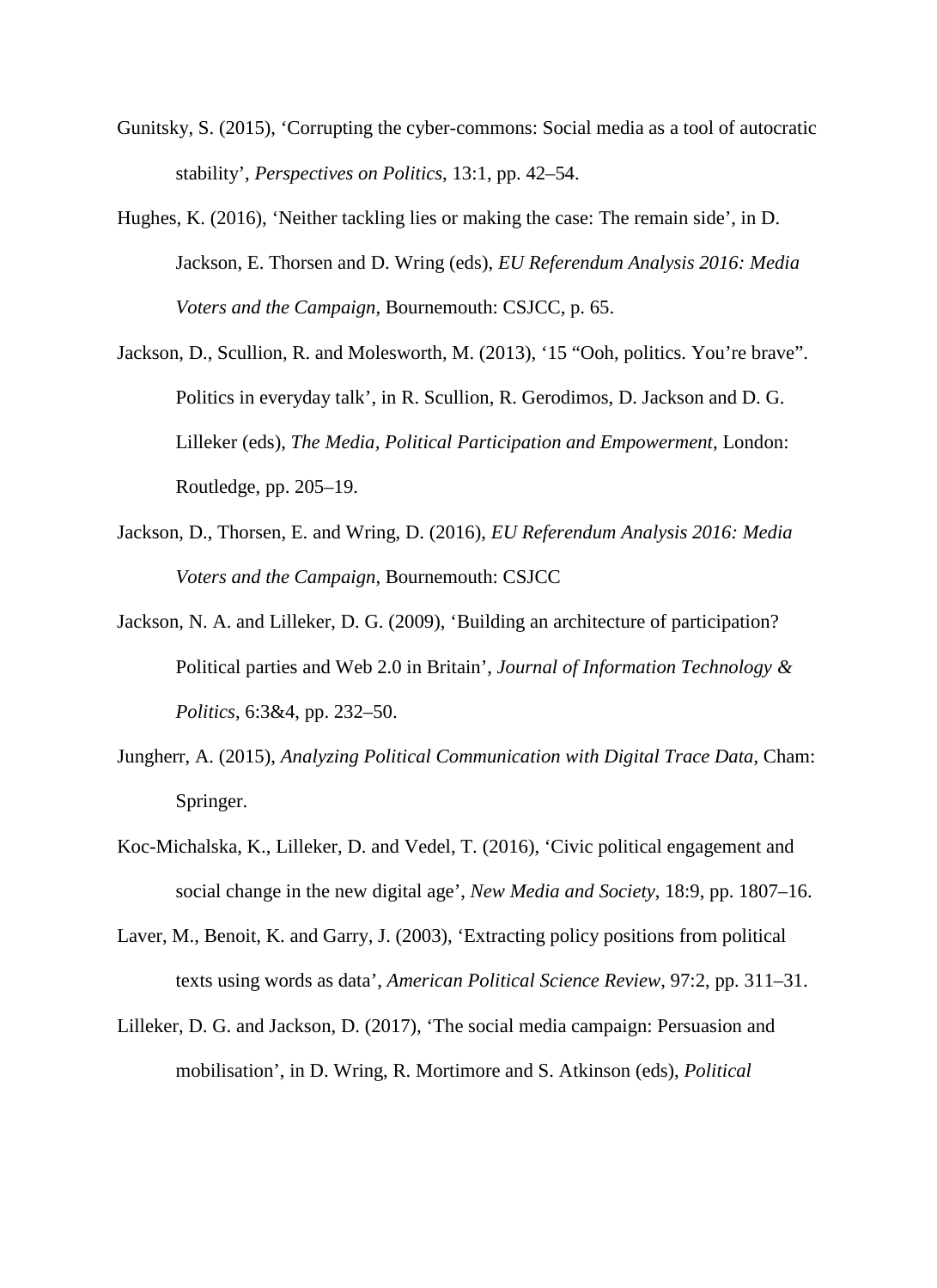Gunitsky, S. (2015), ‘Corrupting the cyber-commons: Social media as a tool of autocratic stability’, *Perspectives on Politics*, 13:1, pp. 42–54.

Hughes, K. (2016), ‘Neither tackling lies or making the case: The remain side’, in D. Jackson, E. Thorsen and D. Wring (eds), *EU Referendum Analysis 2016: Media Voters and the Campaign*, Bournemouth: CSJCC, p. 65.

Jackson, D., Scullion, R. and Molesworth, M. (2013), ‘15 “Ooh, politics. You’re brave”. Politics in everyday talk’, in R. Scullion, R. Gerodimos, D. Jackson and D. G. Lilleker (eds), *The Media, Political Participation and Empowerment*, London: Routledge, pp. 205–19.

Jackson, D., Thorsen, E. and Wring, D. (2016), *EU Referendum Analysis 2016: Media Voters and the Campaign*, Bournemouth: CSJCC

Jackson, N. A. and Lilleker, D. G. (2009), ‘Building an architecture of participation? Political parties and Web 2.0 in Britain’, *Journal of Information Technology & Politics*, 6:3&4, pp. 232–50.

Jungherr, A. (2015), *Analyzing Political Communication with Digital Trace Data*, Cham: Springer.

Koc-Michalska, K., Lilleker, D. and Vedel, T. (2016), ‘Civic political engagement and social change in the new digital age’, *New Media and Society*, 18:9, pp. 1807–16.

Laver, M., Benoit, K. and Garry, J. (2003), ‘Extracting policy positions from political texts using words as data’, *American Political Science Review*, 97:2, pp. 311–31.

Lilleker, D. G. and Jackson, D. (2017), ‘The social media campaign: Persuasion and mobilisation’, in D. Wring, R. Mortimore and S. Atkinson (eds), *Political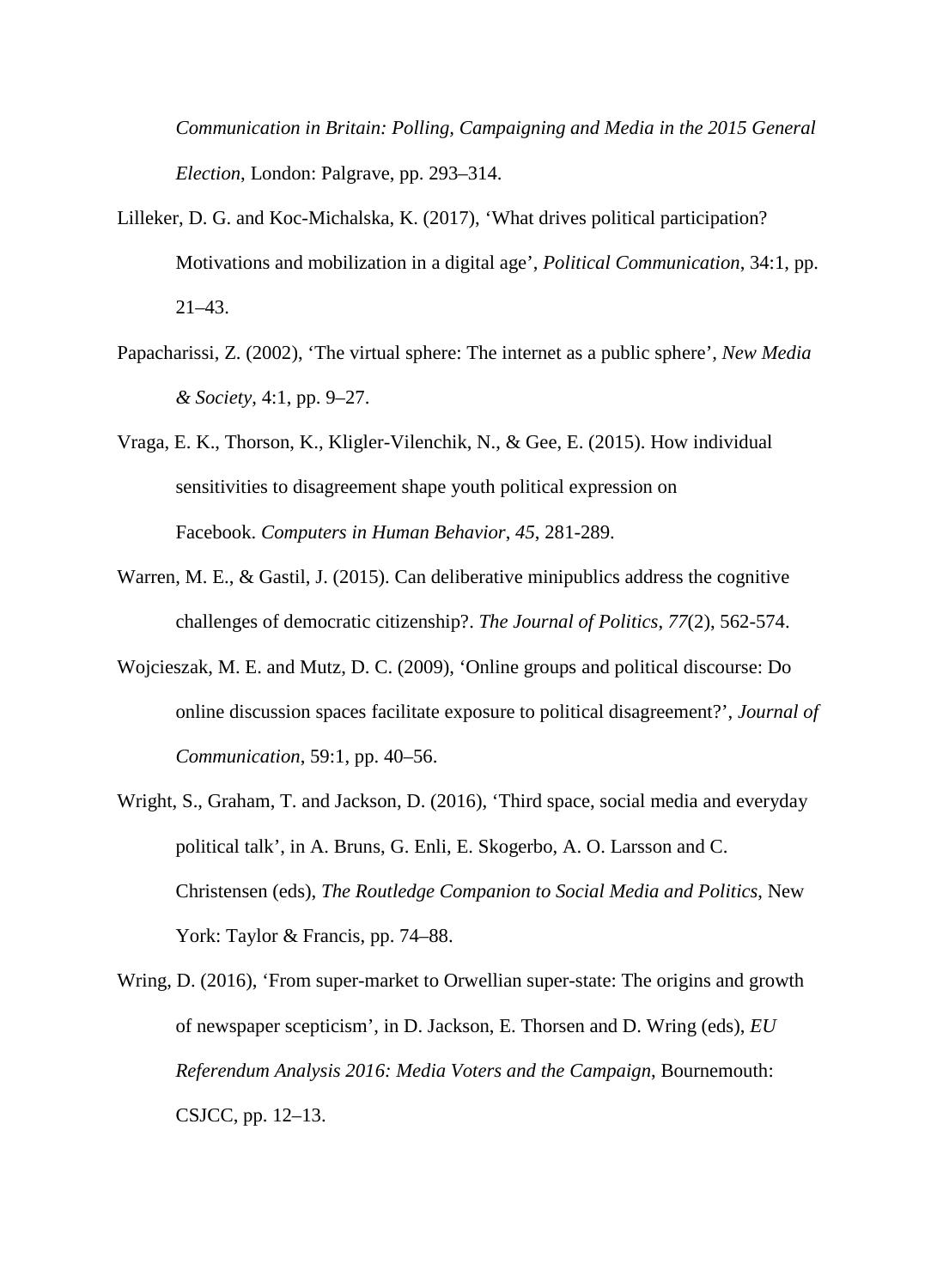*Communication in Britain: Polling, Campaigning and Media in the 2015 General Election*, London: Palgrave, pp. 293–314.

Lilleker, D. G. and Koc-Michalska, K. (2017), 'What drives political participation? Motivations and mobilization in a digital age', *Political Communication*, 34:1, pp. 21–43.

Papacharissi, Z. (2002), 'The virtual sphere: The internet as a public sphere', *New Media & Society*, 4:1, pp. 9–27.

Vraga, E. K., Thorson, K., Kligler-Vilenchik, N., & Gee, E. (2015). How individual sensitivities to disagreement shape youth political expression on Facebook. *Computers in Human Behavior*, *45*, 281-289.

Warren, M. E., & Gastil, J. (2015). Can deliberative minipublics address the cognitive challenges of democratic citizenship?. *The Journal of Politics*, *77*(2), 562-574.

Wojcieszak, M. E. and Mutz, D. C. (2009), 'Online groups and political discourse: Do online discussion spaces facilitate exposure to political disagreement?', *Journal of Communication*, 59:1, pp. 40–56.

Wright, S., Graham, T. and Jackson, D. (2016), 'Third space, social media and everyday political talk', in A. Bruns, G. Enli, E. Skogerbo, A. O. Larsson and C. Christensen (eds), *The Routledge Companion to Social Media and Politics*, New York: Taylor & Francis, pp. 74–88.

Wring, D. (2016), 'From super-market to Orwellian super-state: The origins and growth of newspaper scepticism', in D. Jackson, E. Thorsen and D. Wring (eds), *EU Referendum Analysis 2016: Media Voters and the Campaign*, Bournemouth: CSJCC, pp. 12–13.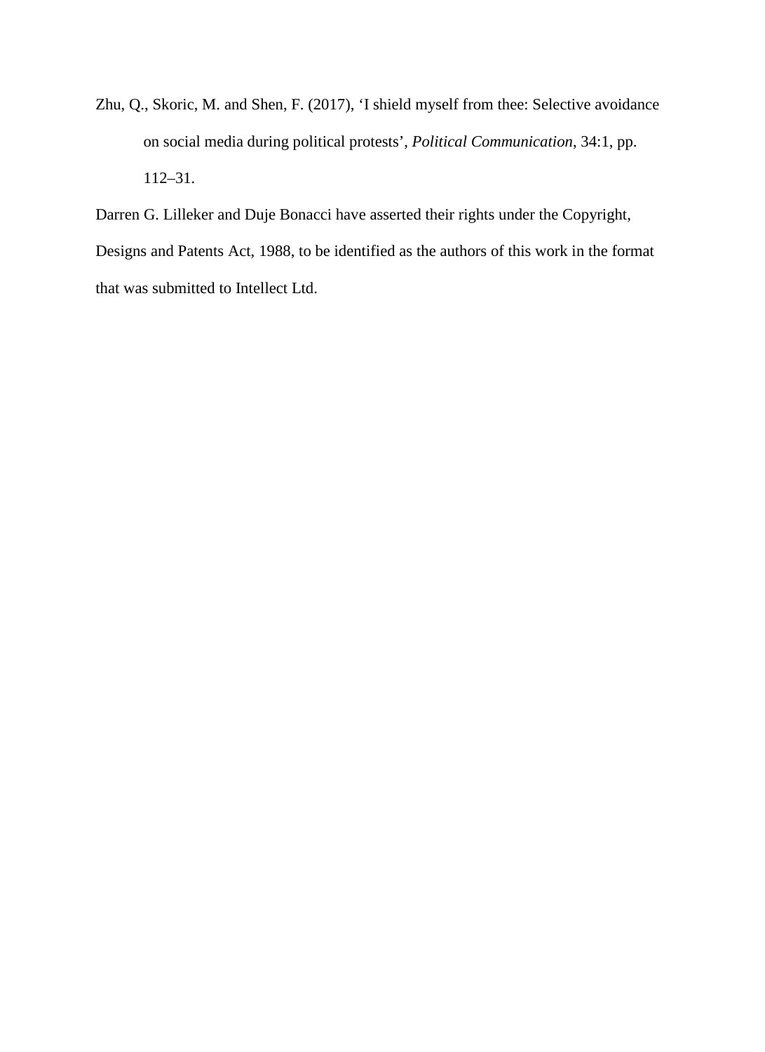Zhu, Q., Skoric, M. and Shen, F. (2017), ‘I shield myself from thee: Selective avoidance on social media during political protests’, *Political Communication*, 34:1, pp. 112–31.

Darren G. Lilleker and Duje Bonacci have asserted their rights under the Copyright, Designs and Patents Act, 1988, to be identified as the authors of this work in the format that was submitted to Intellect Ltd.